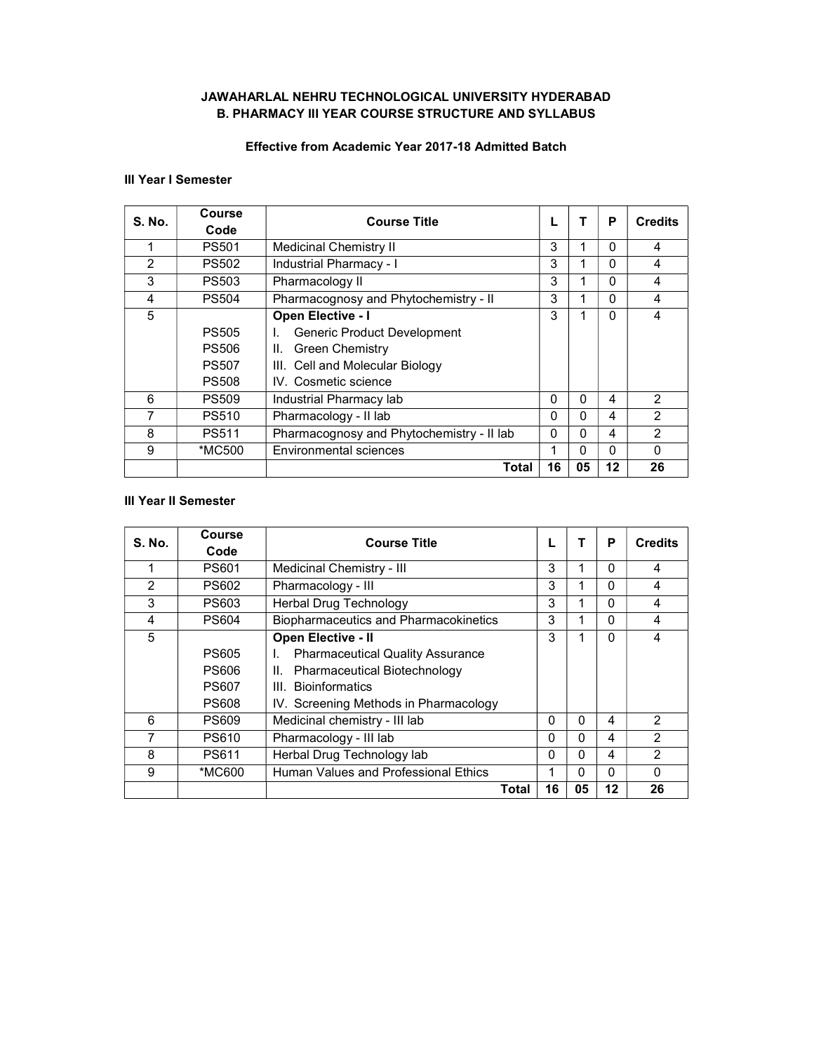# JAWAHARLAL NEHRU TECHNOLOGICAL UNIVERSITY HYDERABAD
## B. PHARMACY III YEAR COURSE STRUCTURE AND SYLLABUS

**Effective from Academic Year 2017-18 Admitted Batch**

### III Year I Semester

| S. No. | Course Code | Course Title | L | T | P | Credits |
|---|---|---|---|---|---|---|
| 1 | PS501 | Medicinal Chemistry II | 3 | 1 | 0 | 4 |
| 2 | PS502 | Industrial Pharmacy - I | 3 | 1 | 0 | 4 |
| 3 | PS503 | Pharmacology II | 3 | 1 | 0 | 4 |
| 4 | PS504 | Pharmacognosy and Phytochemistry - II | 3 | 1 | 0 | 4 |
| 5 | | **Open Elective - I** | 3 | 1 | 0 | 4 |
| | PS505 | I. Generic Product Development | | | | |
| | PS506 | II. Green Chemistry | | | | |
| | PS507 | III. Cell and Molecular Biology | | | | |
| | PS508 | IV. Cosmetic science | | | | |
| 6 | PS509 | Industrial Pharmacy lab | 0 | 0 | 4 | 2 |
| 7 | PS510 | Pharmacology - II lab | 0 | 0 | 4 | 2 |
| 8 | PS511 | Pharmacognosy and Phytochemistry - II lab | 0 | 0 | 4 | 2 |
| 9 | *MC500 | Environmental sciences | 1 | 0 | 0 | 0 |
| | | **Total** | **16** | **05** | **12** | **26** |

### III Year II Semester

| S. No. | Course Code | Course Title | L | T | P | Credits |
|---|---|---|---|---|---|---|
| 1 | PS601 | Medicinal Chemistry - III | 3 | 1 | 0 | 4 |
| 2 | PS602 | Pharmacology - III | 3 | 1 | 0 | 4 |
| 3 | PS603 | Herbal Drug Technology | 3 | 1 | 0 | 4 |
| 4 | PS604 | Biopharmaceutics and Pharmacokinetics | 3 | 1 | 0 | 4 |
| 5 | | **Open Elective - II** | 3 | 1 | 0 | 4 |
| | PS605 | I. Pharmaceutical Quality Assurance | | | | |
| | PS606 | II. Pharmaceutical Biotechnology | | | | |
| | PS607 | III. Bioinformatics | | | | |
| | PS608 | IV. Screening Methods in Pharmacology | | | | |
| 6 | PS609 | Medicinal chemistry - III lab | 0 | 0 | 4 | 2 |
| 7 | PS610 | Pharmacology - III lab | 0 | 0 | 4 | 2 |
| 8 | PS611 | Herbal Drug Technology lab | 0 | 0 | 4 | 2 |
| 9 | *MC600 | Human Values and Professional Ethics | 1 | 0 | 0 | 0 |
| | | **Total** | **16** | **05** | **12** | **26** |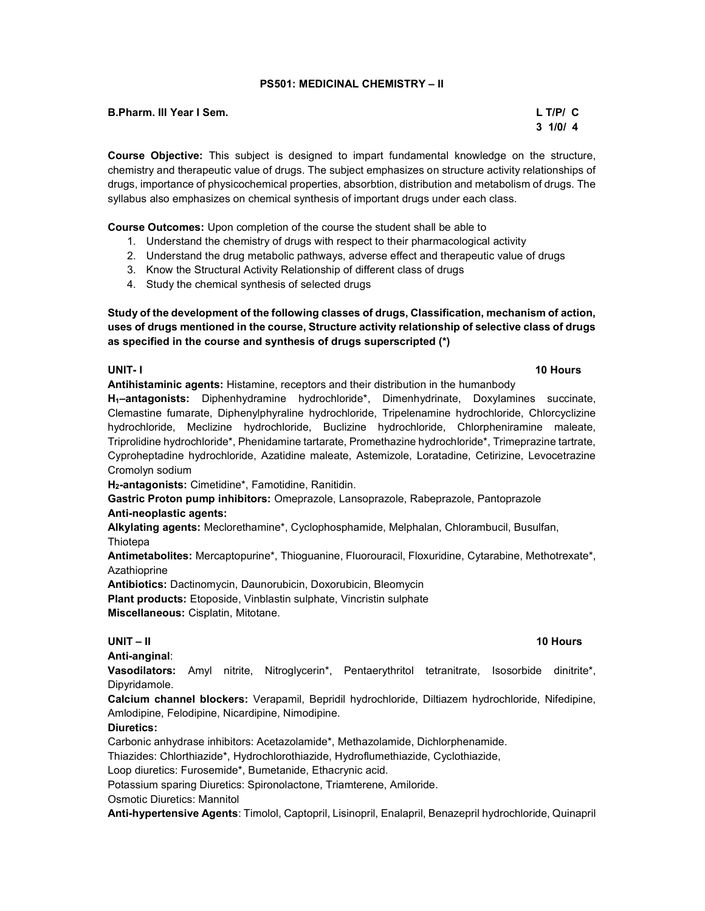## PS501: MEDICINAL CHEMISTRY – II

**B.Pharm. III Year I Sem.**

| L | T/P/ | C |
|---|---|---|
| 3 | 1/0/ | 4 |

**Course Objective:** This subject is designed to impart fundamental knowledge on the structure, chemistry and therapeutic value of drugs. The subject emphasizes on structure activity relationships of drugs, importance of physicochemical properties, absorbtion, distribution and metabolism of drugs. The syllabus also emphasizes on chemical synthesis of important drugs under each class.

**Course Outcomes:** Upon completion of the course the student shall be able to

1. Understand the chemistry of drugs with respect to their pharmacological activity
2. Understand the drug metabolic pathways, adverse effect and therapeutic value of drugs
3. Know the Structural Activity Relationship of different class of drugs
4. Study the chemical synthesis of selected drugs

**Study of the development of the following classes of drugs, Classification, mechanism of action, uses of drugs mentioned in the course, Structure activity relationship of selective class of drugs as specified in the course and synthesis of drugs superscripted (*)**

### UNIT- I — 10 Hours

**Antihistaminic agents:** Histamine, receptors and their distribution in the humanbody

**$H_1$–antagonists:** Diphenhydramine hydrochloride*, Dimenhydrinate, Doxylamines succinate, Clemastine fumarate, Diphenylphyraline hydrochloride, Tripelenamine hydrochloride, Chlorcyclizine hydrochloride, Meclizine hydrochloride, Buclizine hydrochloride, Chlorpheniramine maleate, Triprolidine hydrochloride*, Phenidamine tartarate, Promethazine hydrochloride*, Trimeprazine tartrate, Cyproheptadine hydrochloride, Azatidine maleate, Astemizole, Loratadine, Cetirizine, Levocetrazine Cromolyn sodium

**$H_2$-antagonists:** Cimetidine*, Famotidine, Ranitidin.

**Gastric Proton pump inhibitors:** Omeprazole, Lansoprazole, Rabeprazole, Pantoprazole

**Anti-neoplastic agents:**

**Alkylating agents:** Meclorethamine*, Cyclophosphamide, Melphalan, Chlorambucil, Busulfan, Thiotepa

**Antimetabolites:** Mercaptopurine*, Thioguanine, Fluorouracil, Floxuridine, Cytarabine, Methotrexate*, Azathioprine

**Antibiotics:** Dactinomycin, Daunorubicin, Doxorubicin, Bleomycin

**Plant products:** Etoposide, Vinblastin sulphate, Vincristin sulphate

**Miscellaneous:** Cisplatin, Mitotane.

### UNIT – II — 10 Hours

**Anti-anginal**:

**Vasodilators:** Amyl nitrite, Nitroglycerin*, Pentaerythritol tetranitrate, Isosorbide dinitrite*, Dipyridamole.

**Calcium channel blockers:** Verapamil, Bepridil hydrochloride, Diltiazem hydrochloride, Nifedipine, Amlodipine, Felodipine, Nicardipine, Nimodipine.

**Diuretics:**

Carbonic anhydrase inhibitors: Acetazolamide*, Methazolamide, Dichlorphenamide.

Thiazides: Chlorthiazide*, Hydrochlorothiazide, Hydroflumethiazide, Cyclothiazide,

Loop diuretics: Furosemide*, Bumetanide, Ethacrynic acid.

Potassium sparing Diuretics: Spironolactone, Triamterene, Amiloride.

Osmotic Diuretics: Mannitol

**Anti-hypertensive Agents**: Timolol, Captopril, Lisinopril, Enalapril, Benazepril hydrochloride, Quinapril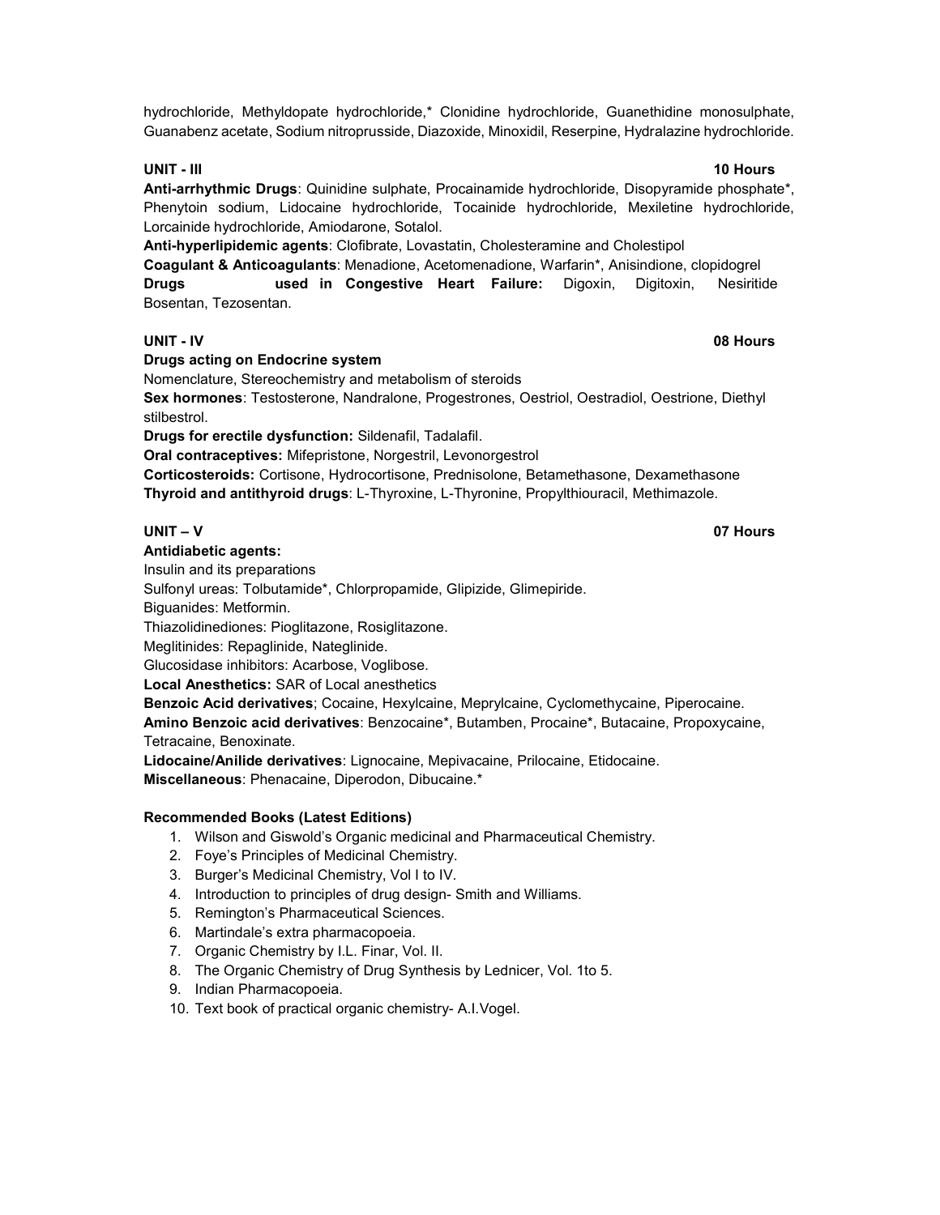hydrochloride, Methyldopate hydrochloride,* Clonidine hydrochloride, Guanethidine monosulphate, Guanabenz acetate, Sodium nitroprusside, Diazoxide, Minoxidil, Reserpine, Hydralazine hydrochloride.

**UNIT - III** **10 Hours**

**Anti-arrhythmic Drugs**: Quinidine sulphate, Procainamide hydrochloride, Disopyramide phosphate*, Phenytoin sodium, Lidocaine hydrochloride, Tocainide hydrochloride, Mexiletine hydrochloride, Lorcainide hydrochloride, Amiodarone, Sotalol.

**Anti-hyperlipidemic agents**: Clofibrate, Lovastatin, Cholesteramine and Cholestipol

**Coagulant & Anticoagulants**: Menadione, Acetomenadione, Warfarin*, Anisindione, clopidogrel

**Drugs used in Congestive Heart Failure:** Digoxin, Digitoxin, Nesiritide Bosentan, Tezosentan.

**UNIT - IV** **08 Hours**

**Drugs acting on Endocrine system**

Nomenclature, Stereochemistry and metabolism of steroids

**Sex hormones**: Testosterone, Nandralone, Progestrones, Oestriol, Oestradiol, Oestrione, Diethyl stilbestrol.

**Drugs for erectile dysfunction:** Sildenafil, Tadalafil.

**Oral contraceptives:** Mifepristone, Norgestril, Levonorgestrol

**Corticosteroids:** Cortisone, Hydrocortisone, Prednisolone, Betamethasone, Dexamethasone

**Thyroid and antithyroid drugs**: L-Thyroxine, L-Thyronine, Propylthiouracil, Methimazole.

**UNIT – V** **07 Hours**

**Antidiabetic agents:**

Insulin and its preparations

Sulfonyl ureas: Tolbutamide*, Chlorpropamide, Glipizide, Glimepiride.

Biguanides: Metformin.

Thiazolidinediones: Pioglitazone, Rosiglitazone.

Meglitinides: Repaglinide, Nateglinide.

Glucosidase inhibitors: Acarbose, Voglibose.

**Local Anesthetics:** SAR of Local anesthetics

**Benzoic Acid derivatives**; Cocaine, Hexylcaine, Meprylcaine, Cyclomethycaine, Piperocaine.

**Amino Benzoic acid derivatives**: Benzocaine*, Butamben, Procaine*, Butacaine, Propoxycaine, Tetracaine, Benoxinate.

**Lidocaine/Anilide derivatives**: Lignocaine, Mepivacaine, Prilocaine, Etidocaine.

**Miscellaneous**: Phenacaine, Diperodon, Dibucaine.*

**Recommended Books (Latest Editions)**

1. Wilson and Giswold's Organic medicinal and Pharmaceutical Chemistry.
2. Foye's Principles of Medicinal Chemistry.
3. Burger's Medicinal Chemistry, Vol I to IV.
4. Introduction to principles of drug design- Smith and Williams.
5. Remington's Pharmaceutical Sciences.
6. Martindale's extra pharmacopoeia.
7. Organic Chemistry by I.L. Finar, Vol. II.
8. The Organic Chemistry of Drug Synthesis by Lednicer, Vol. 1to 5.
9. Indian Pharmacopoeia.
10. Text book of practical organic chemistry- A.I.Vogel.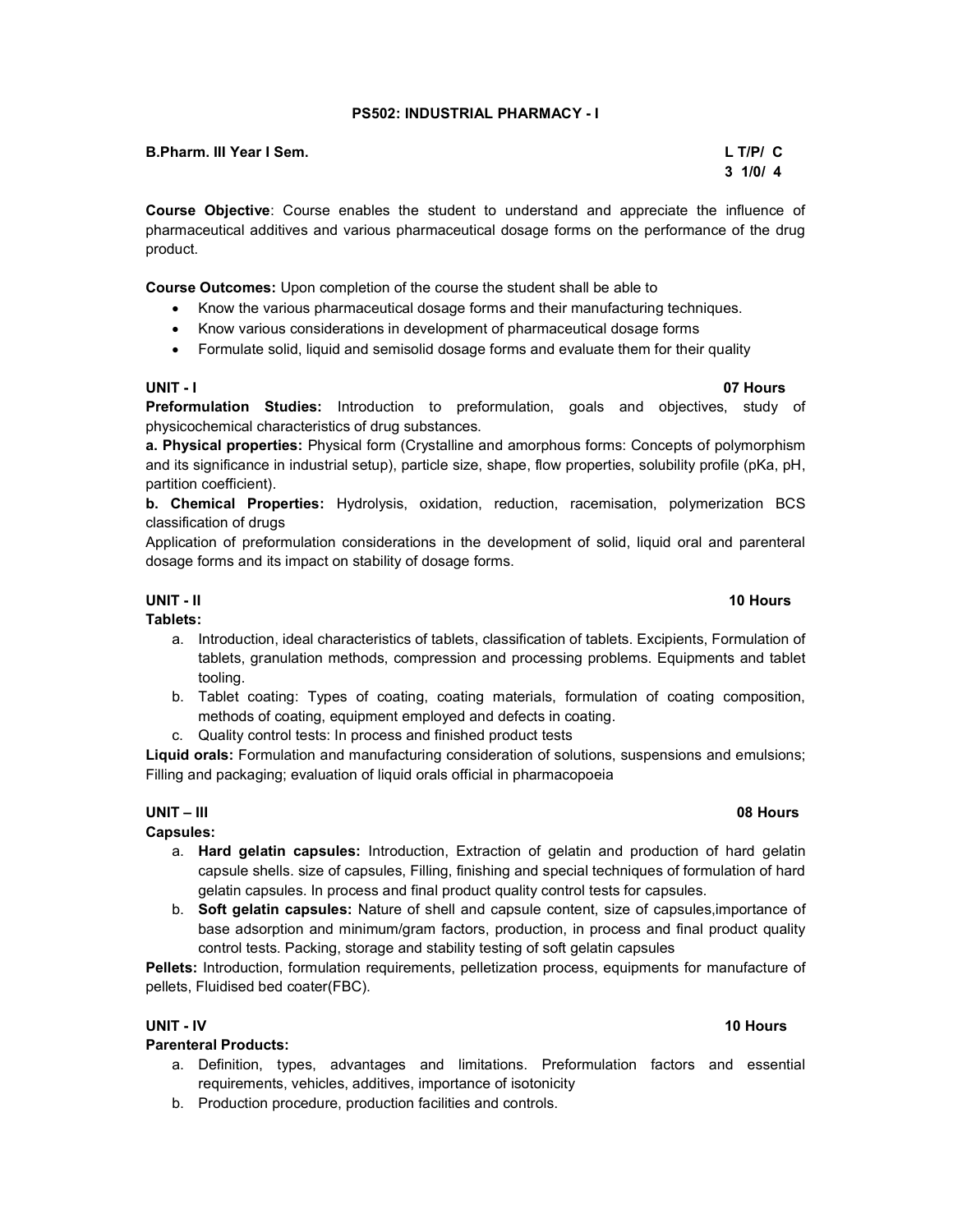## PS502: INDUSTRIAL PHARMACY - I

**B.Pharm. III Year I Sem.** | | **L T/P/ C**
---|---|---
| | **3 1/0/ 4**

**Course Objective**: Course enables the student to understand and appreciate the influence of pharmaceutical additives and various pharmaceutical dosage forms on the performance of the drug product.

**Course Outcomes:** Upon completion of the course the student shall be able to

- Know the various pharmaceutical dosage forms and their manufacturing techniques.
- Know various considerations in development of pharmaceutical dosage forms
- Formulate solid, liquid and semisolid dosage forms and evaluate them for their quality

**UNIT - I** **07 Hours**

**Preformulation Studies:** Introduction to preformulation, goals and objectives, study of physicochemical characteristics of drug substances.

**a. Physical properties:** Physical form (Crystalline and amorphous forms: Concepts of polymorphism and its significance in industrial setup), particle size, shape, flow properties, solubility profile (pKa, pH, partition coefficient).

**b. Chemical Properties:** Hydrolysis, oxidation, reduction, racemisation, polymerization BCS classification of drugs

Application of preformulation considerations in the development of solid, liquid oral and parenteral dosage forms and its impact on stability of dosage forms.

**UNIT - II** **10 Hours**

**Tablets:**

a. Introduction, ideal characteristics of tablets, classification of tablets. Excipients, Formulation of tablets, granulation methods, compression and processing problems. Equipments and tablet tooling.
b. Tablet coating: Types of coating, coating materials, formulation of coating composition, methods of coating, equipment employed and defects in coating.
c. Quality control tests: In process and finished product tests

**Liquid orals:** Formulation and manufacturing consideration of solutions, suspensions and emulsions; Filling and packaging; evaluation of liquid orals official in pharmacopoeia

**UNIT – III** **08 Hours**

**Capsules:**

a. **Hard gelatin capsules:** Introduction, Extraction of gelatin and production of hard gelatin capsule shells. size of capsules, Filling, finishing and special techniques of formulation of hard gelatin capsules. In process and final product quality control tests for capsules.
b. **Soft gelatin capsules:** Nature of shell and capsule content, size of capsules,importance of base adsorption and minimum/gram factors, production, in process and final product quality control tests. Packing, storage and stability testing of soft gelatin capsules

**Pellets:** Introduction, formulation requirements, pelletization process, equipments for manufacture of pellets, Fluidised bed coater(FBC).

**UNIT - IV** **10 Hours**

**Parenteral Products:**

a. Definition, types, advantages and limitations. Preformulation factors and essential requirements, vehicles, additives, importance of isotonicity
b. Production procedure, production facilities and controls.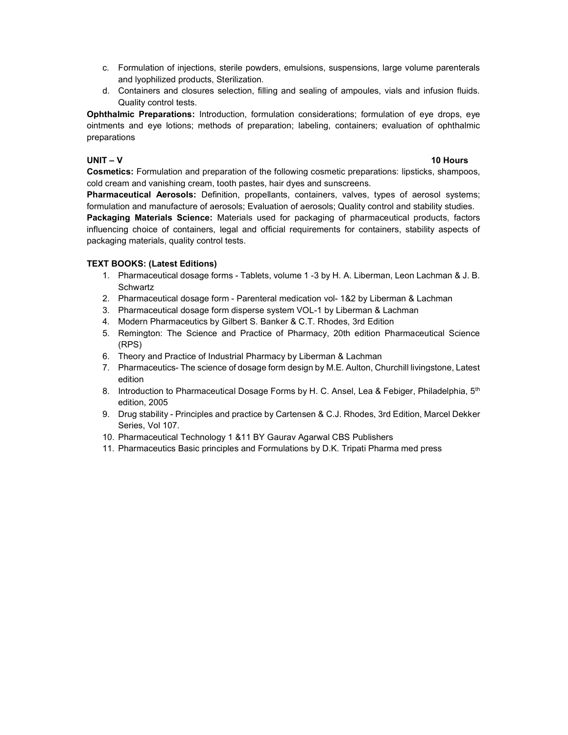c. Formulation of injections, sterile powders, emulsions, suspensions, large volume parenterals and lyophilized products, Sterilization.
d. Containers and closures selection, filling and sealing of ampoules, vials and infusion fluids. Quality control tests.

**Ophthalmic Preparations:** Introduction, formulation considerations; formulation of eye drops, eye ointments and eye lotions; methods of preparation; labeling, containers; evaluation of ophthalmic preparations

**UNIT – V** **10 Hours**

**Cosmetics:** Formulation and preparation of the following cosmetic preparations: lipsticks, shampoos, cold cream and vanishing cream, tooth pastes, hair dyes and sunscreens.

**Pharmaceutical Aerosols:** Definition, propellants, containers, valves, types of aerosol systems; formulation and manufacture of aerosols; Evaluation of aerosols; Quality control and stability studies.

**Packaging Materials Science:** Materials used for packaging of pharmaceutical products, factors influencing choice of containers, legal and official requirements for containers, stability aspects of packaging materials, quality control tests.

**TEXT BOOKS: (Latest Editions)**

1. Pharmaceutical dosage forms - Tablets, volume 1 -3 by H. A. Liberman, Leon Lachman & J. B. Schwartz
2. Pharmaceutical dosage form - Parenteral medication vol- 1&2 by Liberman & Lachman
3. Pharmaceutical dosage form disperse system VOL-1 by Liberman & Lachman
4. Modern Pharmaceutics by Gilbert S. Banker & C.T. Rhodes, 3rd Edition
5. Remington: The Science and Practice of Pharmacy, 20th edition Pharmaceutical Science (RPS)
6. Theory and Practice of Industrial Pharmacy by Liberman & Lachman
7. Pharmaceutics- The science of dosage form design by M.E. Aulton, Churchill livingstone, Latest edition
8. Introduction to Pharmaceutical Dosage Forms by H. C. Ansel, Lea & Febiger, Philadelphia, 5th edition, 2005
9. Drug stability - Principles and practice by Cartensen & C.J. Rhodes, 3rd Edition, Marcel Dekker Series, Vol 107.
10. Pharmaceutical Technology 1 &11 BY Gaurav Agarwal CBS Publishers
11. Pharmaceutics Basic principles and Formulations by D.K. Tripati Pharma med press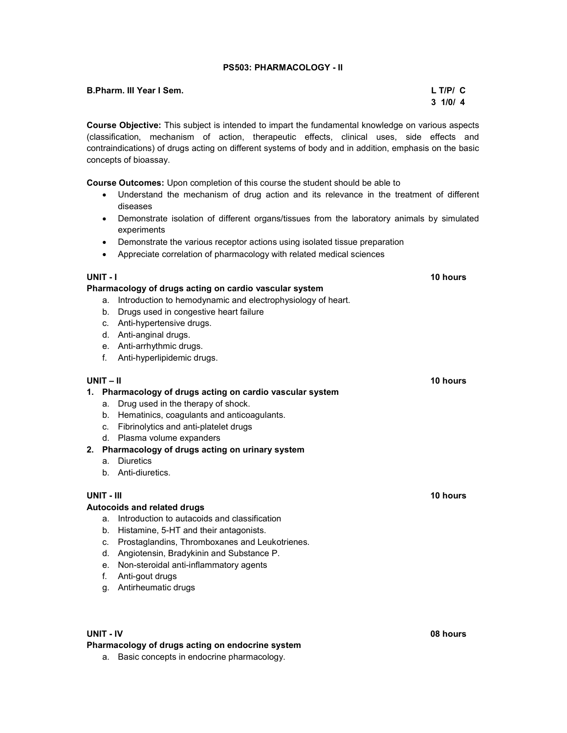# PS503: PHARMACOLOGY - II

**B.Pharm. III Year I Sem.**

| L | T/P/ | C |
|---|---|---|
| 3 | 1/0/ | 4 |

**Course Objective:** This subject is intended to impart the fundamental knowledge on various aspects (classification, mechanism of action, therapeutic effects, clinical uses, side effects and contraindications) of drugs acting on different systems of body and in addition, emphasis on the basic concepts of bioassay.

**Course Outcomes:** Upon completion of this course the student should be able to

- Understand the mechanism of drug action and its relevance in the treatment of different diseases
- Demonstrate isolation of different organs/tissues from the laboratory animals by simulated experiments
- Demonstrate the various receptor actions using isolated tissue preparation
- Appreciate correlation of pharmacology with related medical sciences

**UNIT - I** **10 hours**

**Pharmacology of drugs acting on cardio vascular system**

a. Introduction to hemodynamic and electrophysiology of heart.
b. Drugs used in congestive heart failure
c. Anti-hypertensive drugs.
d. Anti-anginal drugs.
e. Anti-arrhythmic drugs.
f. Anti-hyperlipidemic drugs.

**UNIT – II** **10 hours**

**1. Pharmacology of drugs acting on cardio vascular system**

a. Drug used in the therapy of shock.
b. Hematinics, coagulants and anticoagulants.
c. Fibrinolytics and anti-platelet drugs
d. Plasma volume expanders

**2. Pharmacology of drugs acting on urinary system**

a. Diuretics
b. Anti-diuretics.

**UNIT - III** **10 hours**

**Autocoids and related drugs**

a. Introduction to autacoids and classification
b. Histamine, 5-HT and their antagonists.
c. Prostaglandins, Thromboxanes and Leukotrienes.
d. Angiotensin, Bradykinin and Substance P.
e. Non-steroidal anti-inflammatory agents
f. Anti-gout drugs
g. Antirheumatic drugs

**UNIT - IV** **08 hours**

**Pharmacology of drugs acting on endocrine system**

a. Basic concepts in endocrine pharmacology.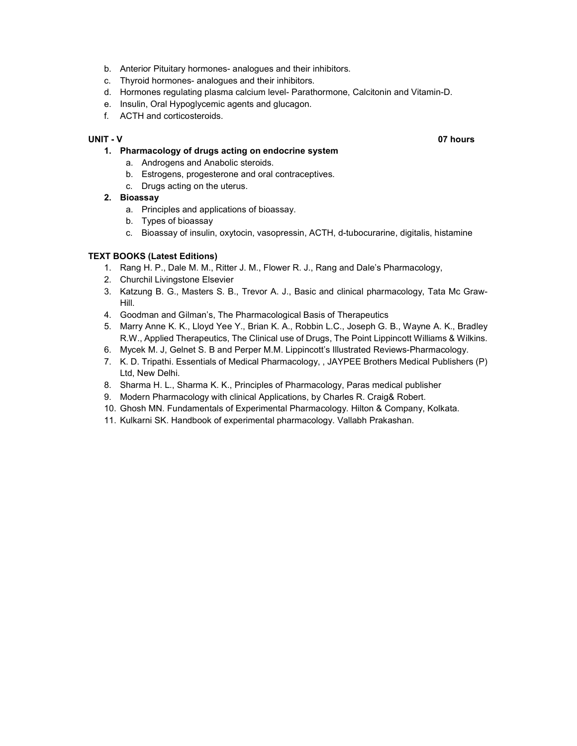b. Anterior Pituitary hormones- analogues and their inhibitors.
c. Thyroid hormones- analogues and their inhibitors.
d. Hormones regulating plasma calcium level- Parathormone, Calcitonin and Vitamin-D.
e. Insulin, Oral Hypoglycemic agents and glucagon.
f. ACTH and corticosteroids.

**UNIT - V** **07 hours**

1. **Pharmacology of drugs acting on endocrine system**
   a. Androgens and Anabolic steroids.
   b. Estrogens, progesterone and oral contraceptives.
   c. Drugs acting on the uterus.
2. **Bioassay**
   a. Principles and applications of bioassay.
   b. Types of bioassay
   c. Bioassay of insulin, oxytocin, vasopressin, ACTH, d-tubocurarine, digitalis, histamine

**TEXT BOOKS (Latest Editions)**

1. Rang H. P., Dale M. M., Ritter J. M., Flower R. J., Rang and Dale's Pharmacology,
2. Churchil Livingstone Elsevier
3. Katzung B. G., Masters S. B., Trevor A. J., Basic and clinical pharmacology, Tata Mc Graw-Hill.
4. Goodman and Gilman's, The Pharmacological Basis of Therapeutics
5. Marry Anne K. K., Lloyd Yee Y., Brian K. A., Robbin L.C., Joseph G. B., Wayne A. K., Bradley R.W., Applied Therapeutics, The Clinical use of Drugs, The Point Lippincott Williams & Wilkins.
6. Mycek M. J, Gelnet S. B and Perper M.M. Lippincott's Illustrated Reviews-Pharmacology.
7. K. D. Tripathi. Essentials of Medical Pharmacology, , JAYPEE Brothers Medical Publishers (P) Ltd, New Delhi.
8. Sharma H. L., Sharma K. K., Principles of Pharmacology, Paras medical publisher
9. Modern Pharmacology with clinical Applications, by Charles R. Craig& Robert.
10. Ghosh MN. Fundamentals of Experimental Pharmacology. Hilton & Company, Kolkata.
11. Kulkarni SK. Handbook of experimental pharmacology. Vallabh Prakashan.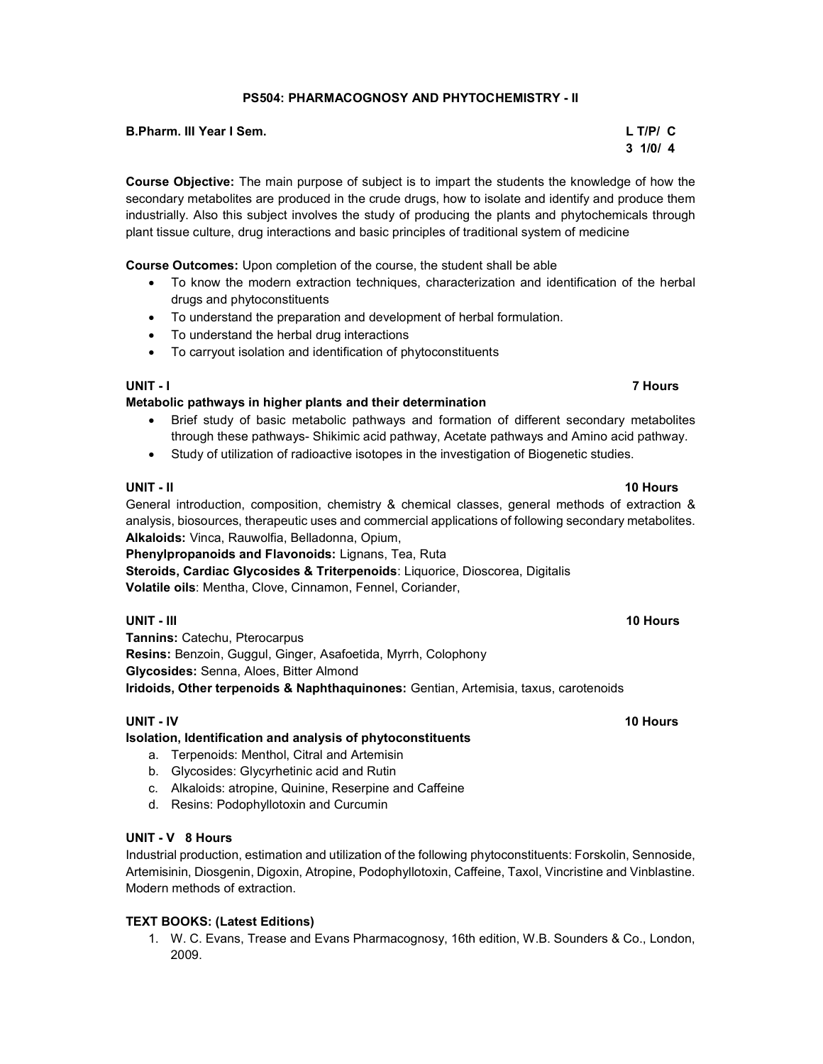## PS504: PHARMACOGNOSY AND PHYTOCHEMISTRY - II

**B.Pharm. III Year I Sem.**

| L | T/P/ | C |
|---|---|---|
| 3 | 1/0/ | 4 |

**Course Objective:** The main purpose of subject is to impart the students the knowledge of how the secondary metabolites are produced in the crude drugs, how to isolate and identify and produce them industrially. Also this subject involves the study of producing the plants and phytochemicals through plant tissue culture, drug interactions and basic principles of traditional system of medicine

**Course Outcomes:** Upon completion of the course, the student shall be able

- To know the modern extraction techniques, characterization and identification of the herbal drugs and phytoconstituents
- To understand the preparation and development of herbal formulation.
- To understand the herbal drug interactions
- To carryout isolation and identification of phytoconstituents

**UNIT - I** **7 Hours**

**Metabolic pathways in higher plants and their determination**

- Brief study of basic metabolic pathways and formation of different secondary metabolites through these pathways- Shikimic acid pathway, Acetate pathways and Amino acid pathway.
- Study of utilization of radioactive isotopes in the investigation of Biogenetic studies.

**UNIT - II** **10 Hours**

General introduction, composition, chemistry & chemical classes, general methods of extraction & analysis, biosources, therapeutic uses and commercial applications of following secondary metabolites.

**Alkaloids:** Vinca, Rauwolfia, Belladonna, Opium,

**Phenylpropanoids and Flavonoids:** Lignans, Tea, Ruta

**Steroids, Cardiac Glycosides & Triterpenoids**: Liquorice, Dioscorea, Digitalis

**Volatile oils**: Mentha, Clove, Cinnamon, Fennel, Coriander,

**UNIT - III** **10 Hours**

**Tannins:** Catechu, Pterocarpus

**Resins:** Benzoin, Guggul, Ginger, Asafoetida, Myrrh, Colophony

**Glycosides:** Senna, Aloes, Bitter Almond

**Iridoids, Other terpenoids & Naphthaquinones:** Gentian, Artemisia, taxus, carotenoids

**UNIT - IV** **10 Hours**

**Isolation, Identification and analysis of phytoconstituents**

a. Terpenoids: Menthol, Citral and Artemisin
b. Glycosides: Glycyrhetinic acid and Rutin
c. Alkaloids: atropine, Quinine, Reserpine and Caffeine
d. Resins: Podophyllotoxin and Curcumin

**UNIT - V 8 Hours**

Industrial production, estimation and utilization of the following phytoconstituents: Forskolin, Sennoside, Artemisinin, Diosgenin, Digoxin, Atropine, Podophyllotoxin, Caffeine, Taxol, Vincristine and Vinblastine. Modern methods of extraction.

**TEXT BOOKS: (Latest Editions)**

1. W. C. Evans, Trease and Evans Pharmacognosy, 16th edition, W.B. Sounders & Co., London, 2009.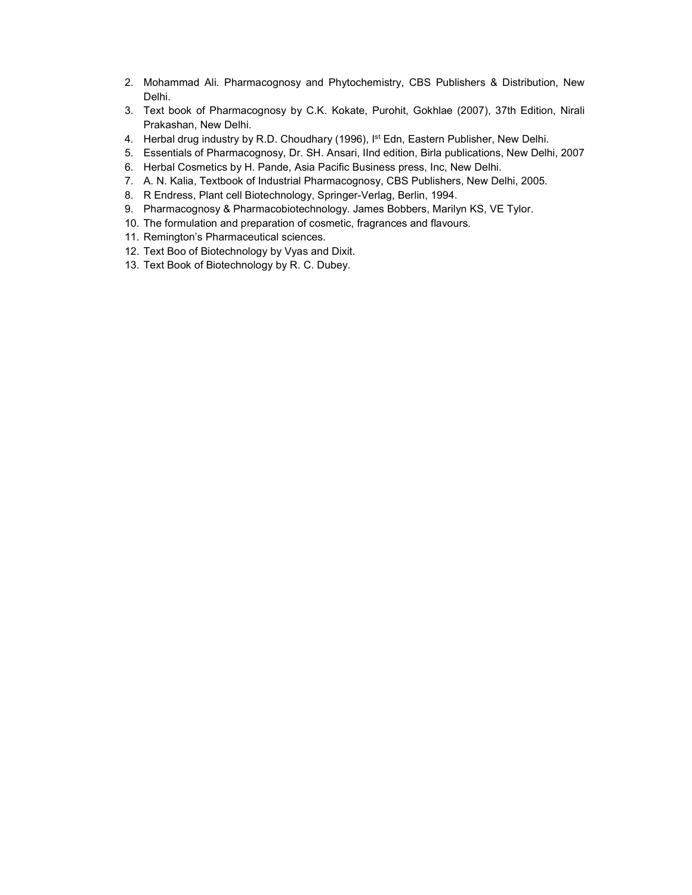2. Mohammad Ali. Pharmacognosy and Phytochemistry, CBS Publishers & Distribution, New Delhi.
3. Text book of Pharmacognosy by C.K. Kokate, Purohit, Gokhlae (2007), 37th Edition, Nirali Prakashan, New Delhi.
4. Herbal drug industry by R.D. Choudhary (1996), I[st] Edn, Eastern Publisher, New Delhi.
5. Essentials of Pharmacognosy, Dr. SH. Ansari, IInd edition, Birla publications, New Delhi, 2007
6. Herbal Cosmetics by H. Pande, Asia Pacific Business press, Inc, New Delhi.
7. A. N. Kalia, Textbook of Industrial Pharmacognosy, CBS Publishers, New Delhi, 2005.
8. R Endress, Plant cell Biotechnology, Springer-Verlag, Berlin, 1994.
9. Pharmacognosy & Pharmacobiotechnology. James Bobbers, Marilyn KS, VE Tylor.
10. The formulation and preparation of cosmetic, fragrances and flavours.
11. Remington's Pharmaceutical sciences.
12. Text Boo of Biotechnology by Vyas and Dixit.
13. Text Book of Biotechnology by R. C. Dubey.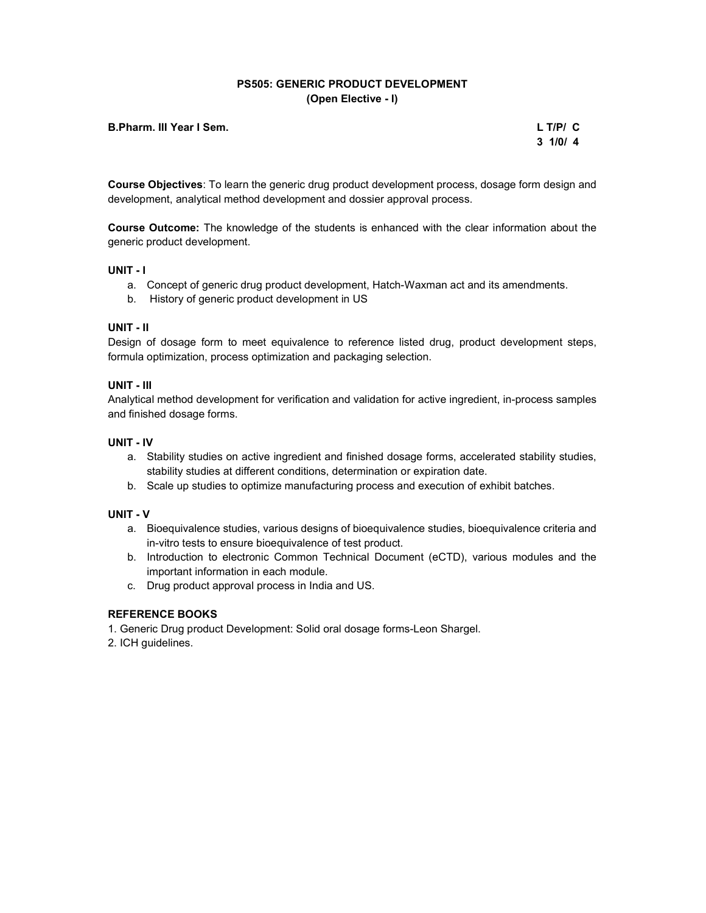## PS505: GENERIC PRODUCT DEVELOPMENT
### (Open Elective - I)

**B.Pharm. III Year I Sem.** **L T/P/ C**
**3 1/0/ 4**

**Course Objectives**: To learn the generic drug product development process, dosage form design and development, analytical method development and dossier approval process.

**Course Outcome:** The knowledge of the students is enhanced with the clear information about the generic product development.

**UNIT - I**

a. Concept of generic drug product development, Hatch-Waxman act and its amendments.
b. History of generic product development in US

**UNIT - II**

Design of dosage form to meet equivalence to reference listed drug, product development steps, formula optimization, process optimization and packaging selection.

**UNIT - III**

Analytical method development for verification and validation for active ingredient, in-process samples and finished dosage forms.

**UNIT - IV**

a. Stability studies on active ingredient and finished dosage forms, accelerated stability studies, stability studies at different conditions, determination or expiration date.
b. Scale up studies to optimize manufacturing process and execution of exhibit batches.

**UNIT - V**

a. Bioequivalence studies, various designs of bioequivalence studies, bioequivalence criteria and in-vitro tests to ensure bioequivalence of test product.
b. Introduction to electronic Common Technical Document (eCTD), various modules and the important information in each module.
c. Drug product approval process in India and US.

**REFERENCE BOOKS**

1. Generic Drug product Development: Solid oral dosage forms-Leon Shargel.
2. ICH guidelines.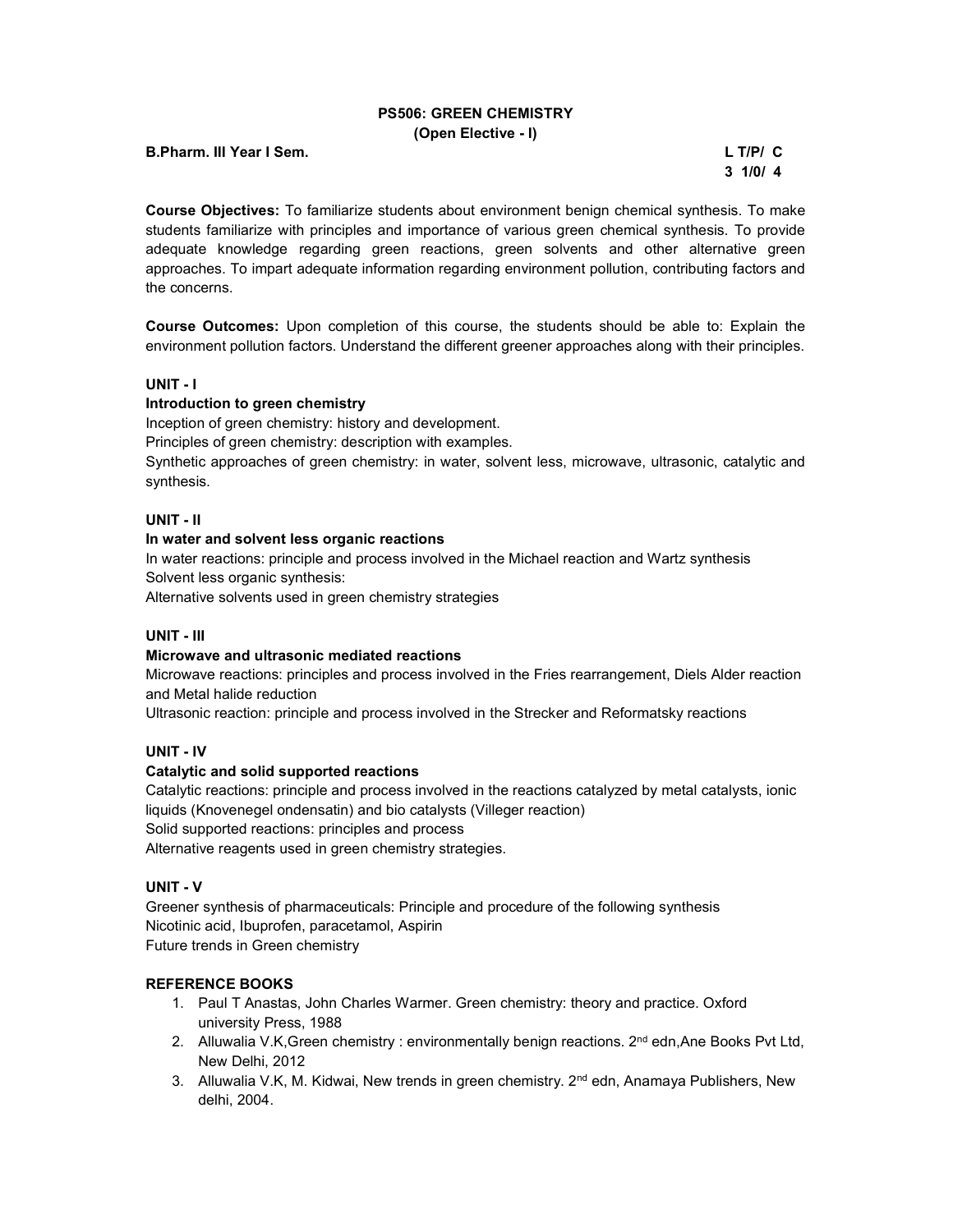# PS506: GREEN CHEMISTRY
## (Open Elective - I)

**B.Pharm. III Year I Sem.** **L T/P/ C**
**3 1/0/ 4**

**Course Objectives:** To familiarize students about environment benign chemical synthesis. To make students familiarize with principles and importance of various green chemical synthesis. To provide adequate knowledge regarding green reactions, green solvents and other alternative green approaches. To impart adequate information regarding environment pollution, contributing factors and the concerns.

**Course Outcomes:** Upon completion of this course, the students should be able to: Explain the environment pollution factors. Understand the different greener approaches along with their principles.

### UNIT - I

**Introduction to green chemistry**

Inception of green chemistry: history and development.
Principles of green chemistry: description with examples.
Synthetic approaches of green chemistry: in water, solvent less, microwave, ultrasonic, catalytic and synthesis.

### UNIT - II

**In water and solvent less organic reactions**

In water reactions: principle and process involved in the Michael reaction and Wartz synthesis
Solvent less organic synthesis:
Alternative solvents used in green chemistry strategies

### UNIT - III

**Microwave and ultrasonic mediated reactions**

Microwave reactions: principles and process involved in the Fries rearrangement, Diels Alder reaction and Metal halide reduction
Ultrasonic reaction: principle and process involved in the Strecker and Reformatsky reactions

### UNIT - IV

**Catalytic and solid supported reactions**

Catalytic reactions: principle and process involved in the reactions catalyzed by metal catalysts, ionic liquids (Knovenegel ondensatin) and bio catalysts (Villeger reaction)
Solid supported reactions: principles and process
Alternative reagents used in green chemistry strategies.

### UNIT - V

Greener synthesis of pharmaceuticals: Principle and procedure of the following synthesis
Nicotinic acid, Ibuprofen, paracetamol, Aspirin
Future trends in Green chemistry

### REFERENCE BOOKS

1. Paul T Anastas, John Charles Warmer. Green chemistry: theory and practice. Oxford university Press, 1988
2. Alluwalia V.K,Green chemistry : environmentally benign reactions. 2nd edn,Ane Books Pvt Ltd, New Delhi, 2012
3. Alluwalia V.K, M. Kidwai, New trends in green chemistry. 2nd edn, Anamaya Publishers, New delhi, 2004.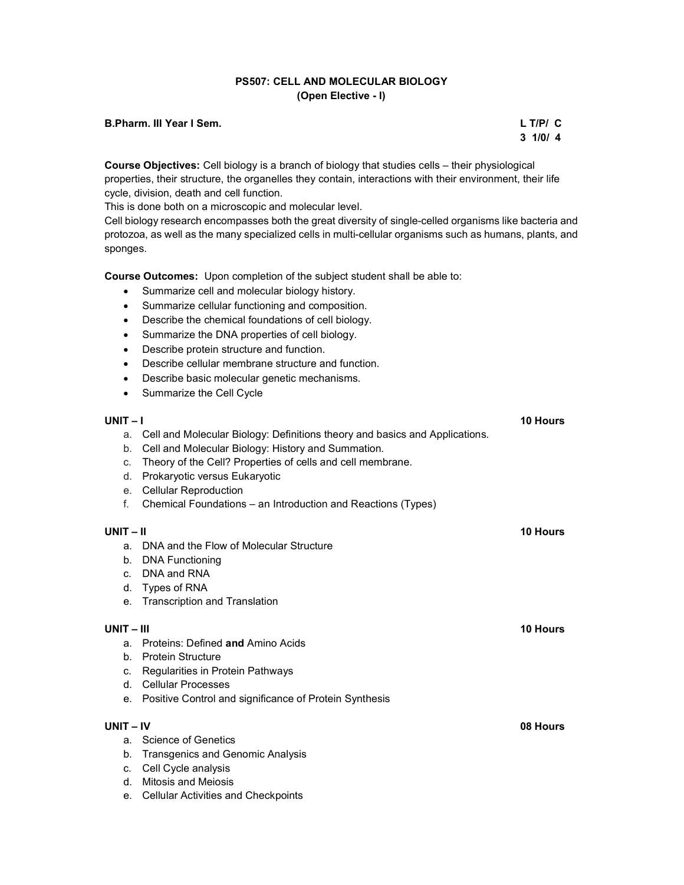# PS507: CELL AND MOLECULAR BIOLOGY
## (Open Elective - I)

**B.Pharm. III Year I Sem.** **L T/P/ C**
**3 1/0/ 4**

**Course Objectives:** Cell biology is a branch of biology that studies cells – their physiological properties, their structure, the organelles they contain, interactions with their environment, their life cycle, division, death and cell function.
This is done both on a microscopic and molecular level.
Cell biology research encompasses both the great diversity of single-celled organisms like bacteria and protozoa, as well as the many specialized cells in multi-cellular organisms such as humans, plants, and sponges.

**Course Outcomes:** Upon completion of the subject student shall be able to:

- Summarize cell and molecular biology history.
- Summarize cellular functioning and composition.
- Describe the chemical foundations of cell biology.
- Summarize the DNA properties of cell biology.
- Describe protein structure and function.
- Describe cellular membrane structure and function.
- Describe basic molecular genetic mechanisms.
- Summarize the Cell Cycle

**UNIT – I** **10 Hours**

a. Cell and Molecular Biology: Definitions theory and basics and Applications.
b. Cell and Molecular Biology: History and Summation.
c. Theory of the Cell? Properties of cells and cell membrane.
d. Prokaryotic versus Eukaryotic
e. Cellular Reproduction
f. Chemical Foundations – an Introduction and Reactions (Types)

**UNIT – II** **10 Hours**

a. DNA and the Flow of Molecular Structure
b. DNA Functioning
c. DNA and RNA
d. Types of RNA
e. Transcription and Translation

**UNIT – III** **10 Hours**

a. Proteins: Defined **and** Amino Acids
b. Protein Structure
c. Regularities in Protein Pathways
d. Cellular Processes
e. Positive Control and significance of Protein Synthesis

**UNIT – IV** **08 Hours**

a. Science of Genetics
b. Transgenics and Genomic Analysis
c. Cell Cycle analysis
d. Mitosis and Meiosis
e. Cellular Activities and Checkpoints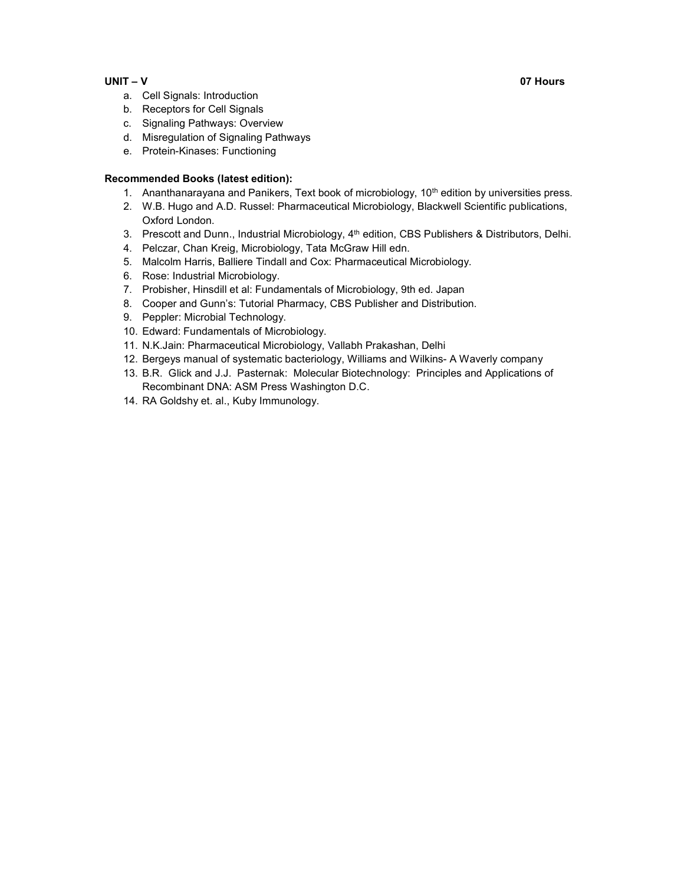**UNIT – V** **07 Hours**

a. Cell Signals: Introduction
b. Receptors for Cell Signals
c. Signaling Pathways: Overview
d. Misregulation of Signaling Pathways
e. Protein-Kinases: Functioning

**Recommended Books (latest edition):**

1. Ananthanarayana and Panikers, Text book of microbiology, 10th edition by universities press.
2. W.B. Hugo and A.D. Russel: Pharmaceutical Microbiology, Blackwell Scientific publications, Oxford London.
3. Prescott and Dunn., Industrial Microbiology, 4th edition, CBS Publishers & Distributors, Delhi.
4. Pelczar, Chan Kreig, Microbiology, Tata McGraw Hill edn.
5. Malcolm Harris, Balliere Tindall and Cox: Pharmaceutical Microbiology.
6. Rose: Industrial Microbiology.
7. Probisher, Hinsdill et al: Fundamentals of Microbiology, 9th ed. Japan
8. Cooper and Gunn's: Tutorial Pharmacy, CBS Publisher and Distribution.
9. Peppler: Microbial Technology.
10. Edward: Fundamentals of Microbiology.
11. N.K.Jain: Pharmaceutical Microbiology, Vallabh Prakashan, Delhi
12. Bergeys manual of systematic bacteriology, Williams and Wilkins- A Waverly company
13. B.R. Glick and J.J. Pasternak: Molecular Biotechnology: Principles and Applications of Recombinant DNA: ASM Press Washington D.C.
14. RA Goldshy et. al., Kuby Immunology.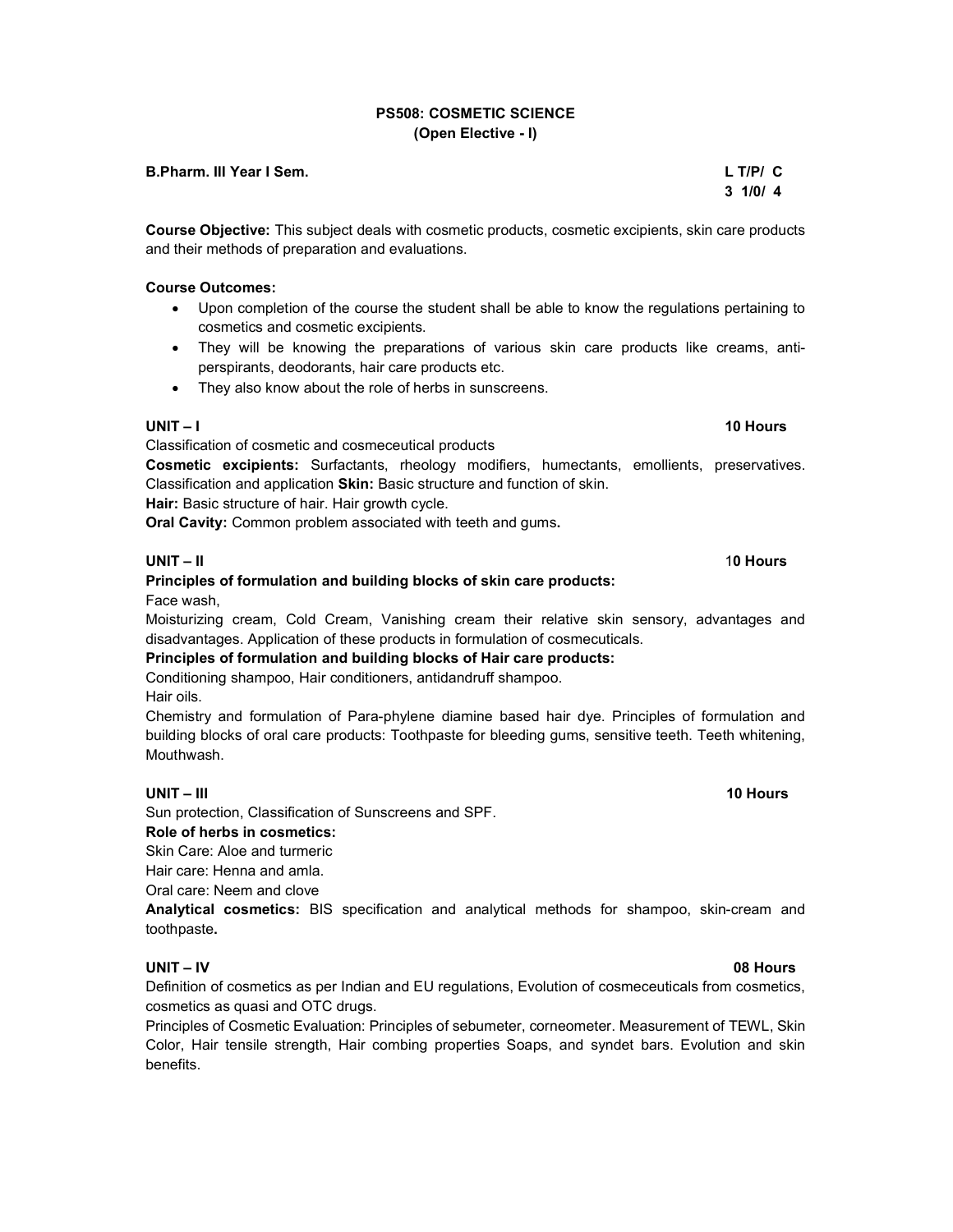## PS508: COSMETIC SCIENCE
### (Open Elective - I)

**B.Pharm. III Year I Sem.** **L T/P/ C**
**3 1/0/ 4**

**Course Objective:** This subject deals with cosmetic products, cosmetic excipients, skin care products and their methods of preparation and evaluations.

**Course Outcomes:**

- Upon completion of the course the student shall be able to know the regulations pertaining to cosmetics and cosmetic excipients.
- They will be knowing the preparations of various skin care products like creams, anti-perspirants, deodorants, hair care products etc.
- They also know about the role of herbs in sunscreens.

**UNIT – I** **10 Hours**

Classification of cosmetic and cosmeceutical products

**Cosmetic excipients:** Surfactants, rheology modifiers, humectants, emollients, preservatives. Classification and application **Skin:** Basic structure and function of skin.

**Hair:** Basic structure of hair. Hair growth cycle.

**Oral Cavity:** Common problem associated with teeth and gums**.**

**UNIT – II** **10 Hours**

**Principles of formulation and building blocks of skin care products:**

Face wash,

Moisturizing cream, Cold Cream, Vanishing cream their relative skin sensory, advantages and disadvantages. Application of these products in formulation of cosmeceuticals.

**Principles of formulation and building blocks of Hair care products:**

Conditioning shampoo, Hair conditioners, antidandruff shampoo.

Hair oils.

Chemistry and formulation of Para-phylene diamine based hair dye. Principles of formulation and building blocks of oral care products: Toothpaste for bleeding gums, sensitive teeth. Teeth whitening, Mouthwash.

**UNIT – III** **10 Hours**

Sun protection, Classification of Sunscreens and SPF.

**Role of herbs in cosmetics:**

Skin Care: Aloe and turmeric

Hair care: Henna and amla.

Oral care: Neem and clove

**Analytical cosmetics:** BIS specification and analytical methods for shampoo, skin-cream and toothpaste**.**

**UNIT – IV** **08 Hours**

Definition of cosmetics as per Indian and EU regulations, Evolution of cosmeceuticals from cosmetics, cosmetics as quasi and OTC drugs.

Principles of Cosmetic Evaluation: Principles of sebumeter, corneometer. Measurement of TEWL, Skin Color, Hair tensile strength, Hair combing properties Soaps, and syndet bars. Evolution and skin benefits.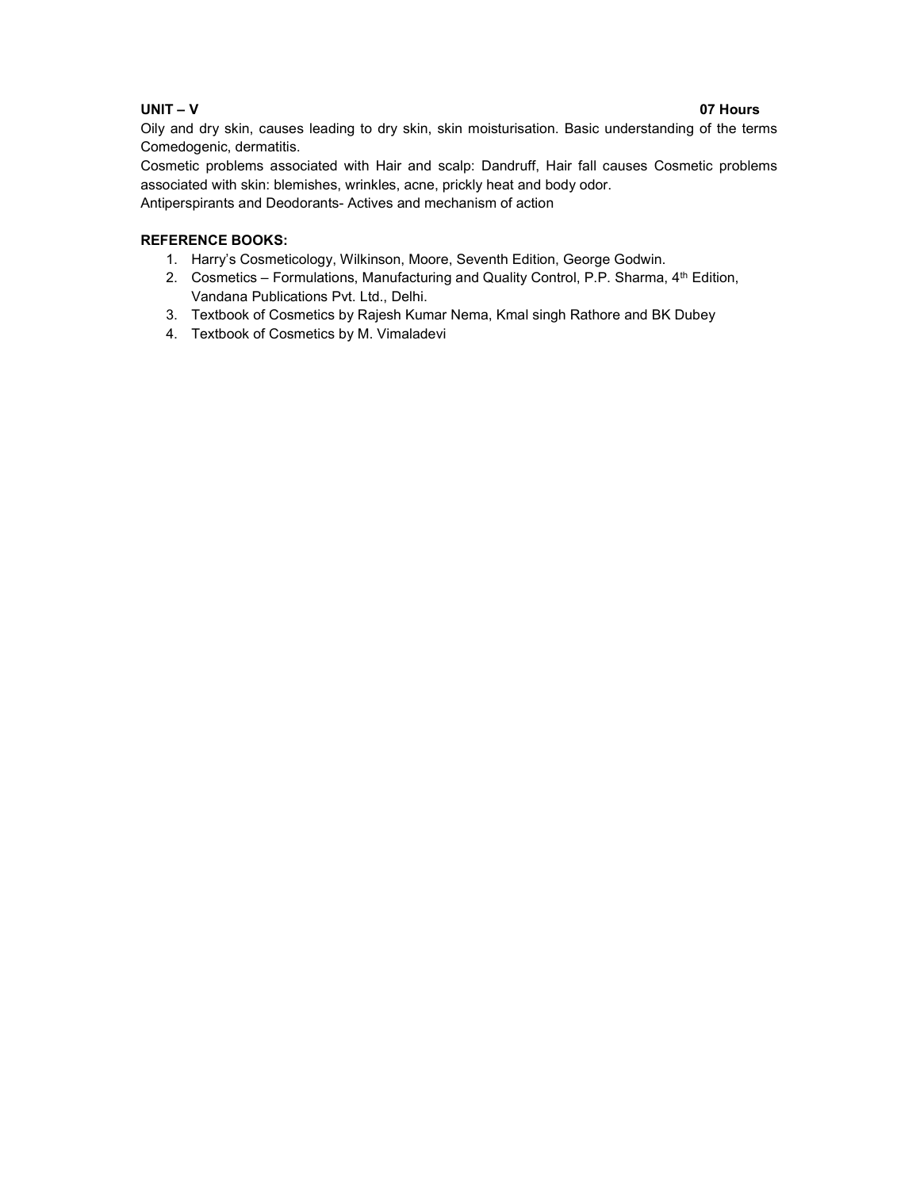**UNIT – V** **07 Hours**

Oily and dry skin, causes leading to dry skin, skin moisturisation. Basic understanding of the terms Comedogenic, dermatitis.

Cosmetic problems associated with Hair and scalp: Dandruff, Hair fall causes Cosmetic problems associated with skin: blemishes, wrinkles, acne, prickly heat and body odor.

Antiperspirants and Deodorants- Actives and mechanism of action

**REFERENCE BOOKS:**

1. Harry's Cosmeticology, Wilkinson, Moore, Seventh Edition, George Godwin.
2. Cosmetics – Formulations, Manufacturing and Quality Control, P.P. Sharma, 4th Edition, Vandana Publications Pvt. Ltd., Delhi.
3. Textbook of Cosmetics by Rajesh Kumar Nema, Kmal singh Rathore and BK Dubey
4. Textbook of Cosmetics by M. Vimaladevi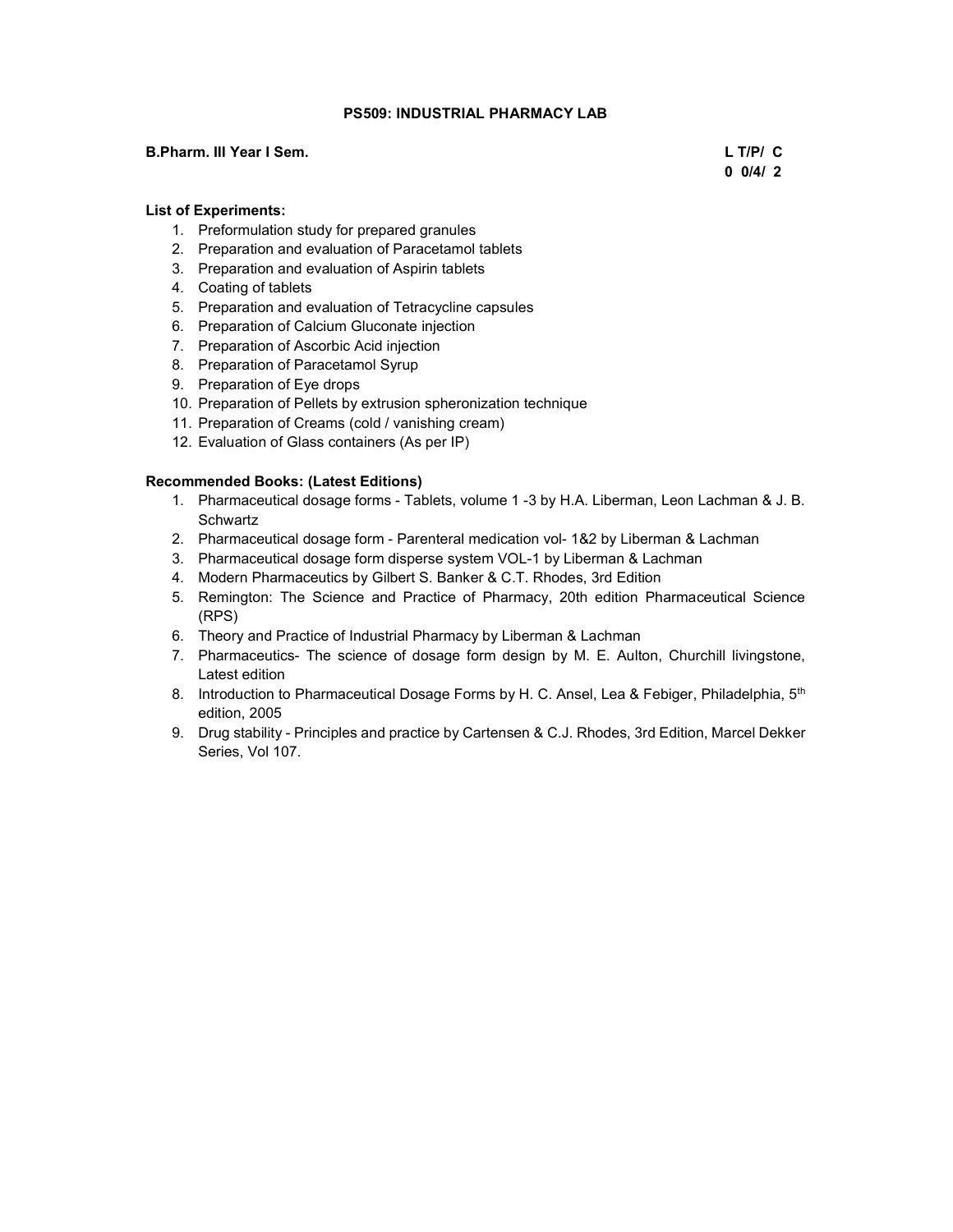## PS509: INDUSTRIAL PHARMACY LAB

**B.Pharm. III Year I Sem.**

| L | T/P/ | C |
|---|---|---|
| 0 | 0/4/ | 2 |

**List of Experiments:**

1. Preformulation study for prepared granules
2. Preparation and evaluation of Paracetamol tablets
3. Preparation and evaluation of Aspirin tablets
4. Coating of tablets
5. Preparation and evaluation of Tetracycline capsules
6. Preparation of Calcium Gluconate injection
7. Preparation of Ascorbic Acid injection
8. Preparation of Paracetamol Syrup
9. Preparation of Eye drops
10. Preparation of Pellets by extrusion spheronization technique
11. Preparation of Creams (cold / vanishing cream)
12. Evaluation of Glass containers (As per IP)

**Recommended Books: (Latest Editions)**

1. Pharmaceutical dosage forms - Tablets, volume 1 -3 by H.A. Liberman, Leon Lachman & J. B. Schwartz
2. Pharmaceutical dosage form - Parenteral medication vol- 1&2 by Liberman & Lachman
3. Pharmaceutical dosage form disperse system VOL-1 by Liberman & Lachman
4. Modern Pharmaceutics by Gilbert S. Banker & C.T. Rhodes, 3rd Edition
5. Remington: The Science and Practice of Pharmacy, 20th edition Pharmaceutical Science (RPS)
6. Theory and Practice of Industrial Pharmacy by Liberman & Lachman
7. Pharmaceutics- The science of dosage form design by M. E. Aulton, Churchill livingstone, Latest edition
8. Introduction to Pharmaceutical Dosage Forms by H. C. Ansel, Lea & Febiger, Philadelphia, 5th edition, 2005
9. Drug stability - Principles and practice by Cartensen & C.J. Rhodes, 3rd Edition, Marcel Dekker Series, Vol 107.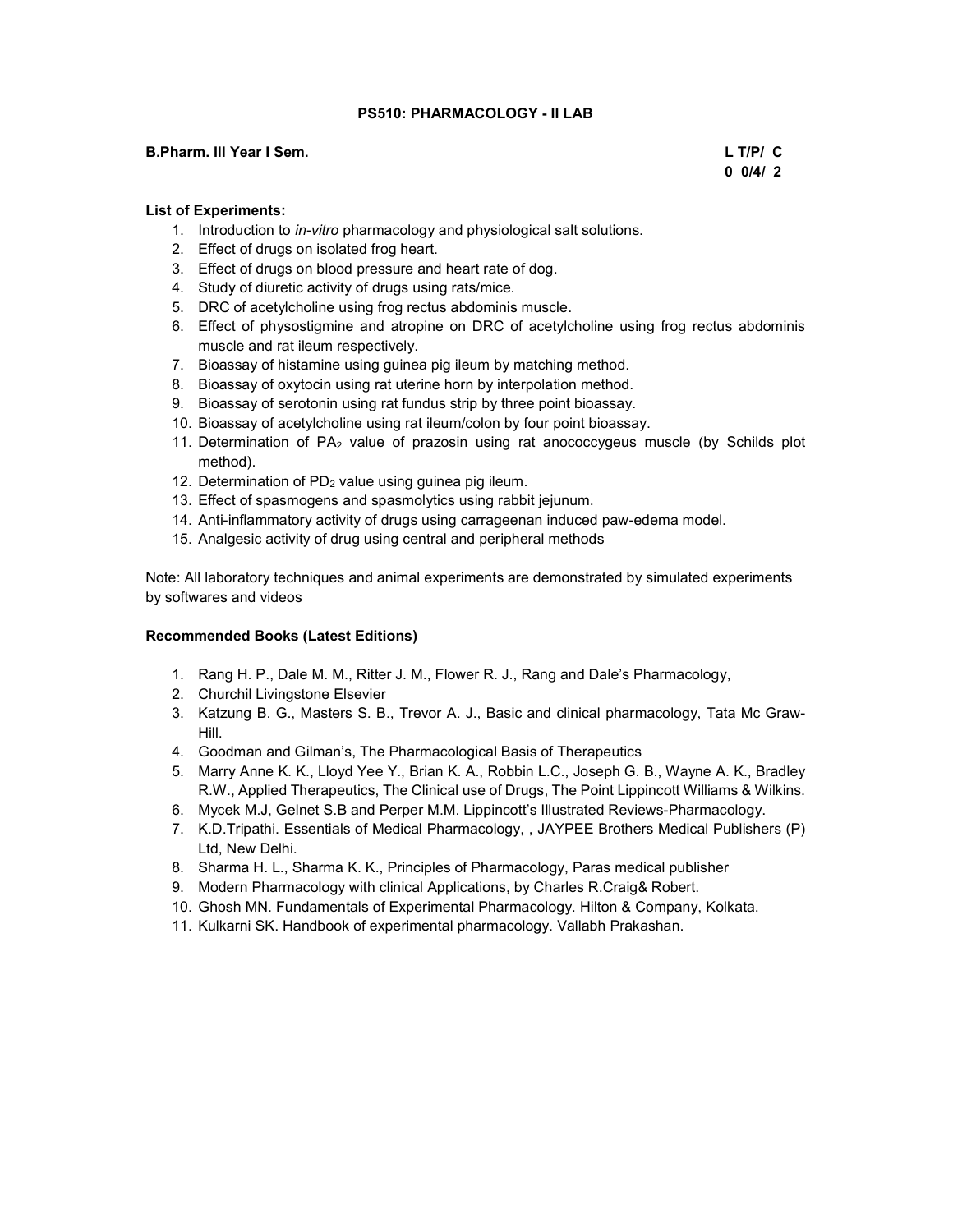## PS510: PHARMACOLOGY - II LAB

**B.Pharm. III Year I Sem.**

**L T/P/ C**
**0 0/4/ 2**

**List of Experiments:**

1. Introduction to *in-vitro* pharmacology and physiological salt solutions.
2. Effect of drugs on isolated frog heart.
3. Effect of drugs on blood pressure and heart rate of dog.
4. Study of diuretic activity of drugs using rats/mice.
5. DRC of acetylcholine using frog rectus abdominis muscle.
6. Effect of physostigmine and atropine on DRC of acetylcholine using frog rectus abdominis muscle and rat ileum respectively.
7. Bioassay of histamine using guinea pig ileum by matching method.
8. Bioassay of oxytocin using rat uterine horn by interpolation method.
9. Bioassay of serotonin using rat fundus strip by three point bioassay.
10. Bioassay of acetylcholine using rat ileum/colon by four point bioassay.
11. Determination of $PA_2$ value of prazosin using rat anococcygeus muscle (by Schilds plot method).
12. Determination of $PD_2$ value using guinea pig ileum.
13. Effect of spasmogens and spasmolytics using rabbit jejunum.
14. Anti-inflammatory activity of drugs using carrageenan induced paw-edema model.
15. Analgesic activity of drug using central and peripheral methods

Note: All laboratory techniques and animal experiments are demonstrated by simulated experiments by softwares and videos

**Recommended Books (Latest Editions)**

1. Rang H. P., Dale M. M., Ritter J. M., Flower R. J., Rang and Dale's Pharmacology,
2. Churchil Livingstone Elsevier
3. Katzung B. G., Masters S. B., Trevor A. J., Basic and clinical pharmacology, Tata Mc Graw-Hill.
4. Goodman and Gilman's, The Pharmacological Basis of Therapeutics
5. Marry Anne K. K., Lloyd Yee Y., Brian K. A., Robbin L.C., Joseph G. B., Wayne A. K., Bradley R.W., Applied Therapeutics, The Clinical use of Drugs, The Point Lippincott Williams & Wilkins.
6. Mycek M.J, Gelnet S.B and Perper M.M. Lippincott's Illustrated Reviews-Pharmacology.
7. K.D.Tripathi. Essentials of Medical Pharmacology, , JAYPEE Brothers Medical Publishers (P) Ltd, New Delhi.
8. Sharma H. L., Sharma K. K., Principles of Pharmacology, Paras medical publisher
9. Modern Pharmacology with clinical Applications, by Charles R.Craig& Robert.
10. Ghosh MN. Fundamentals of Experimental Pharmacology. Hilton & Company, Kolkata.
11. Kulkarni SK. Handbook of experimental pharmacology. Vallabh Prakashan.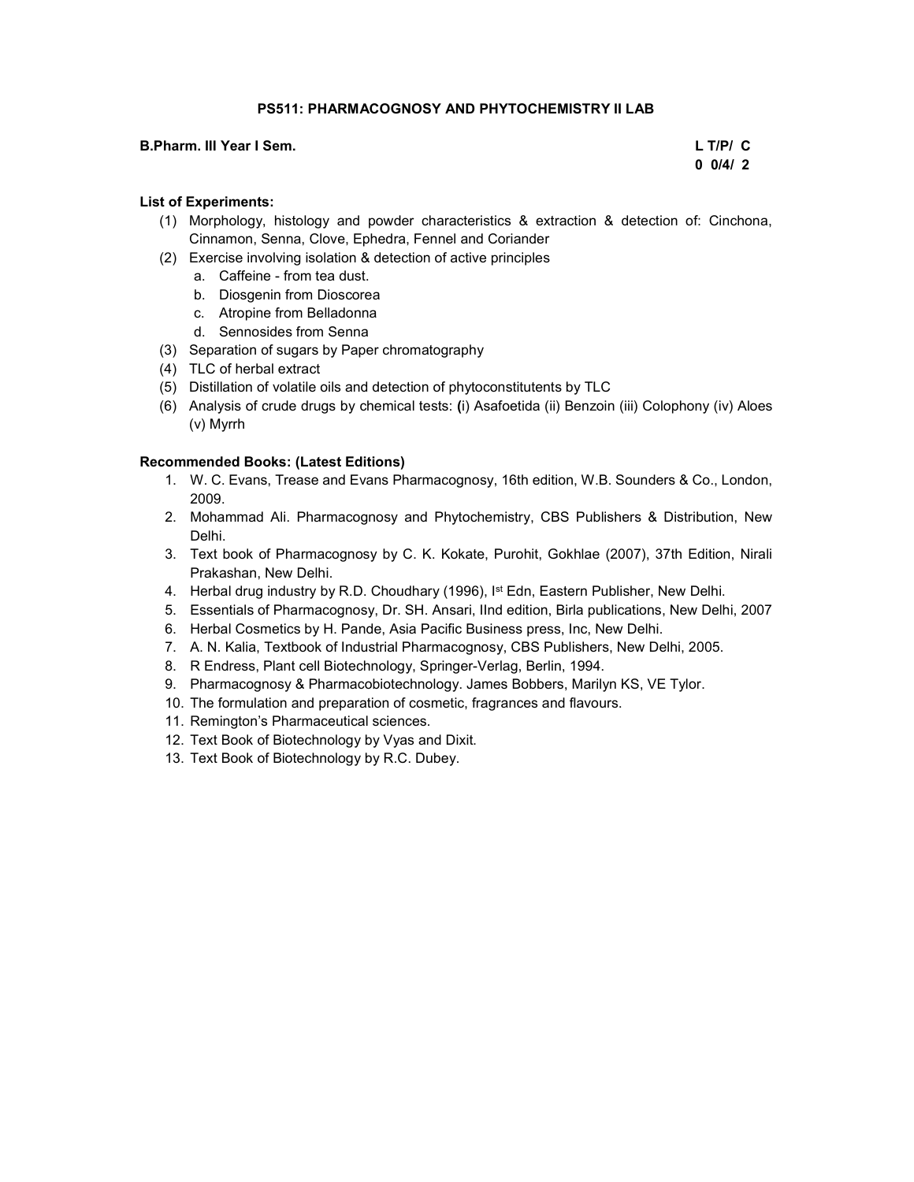## PS511: PHARMACOGNOSY AND PHYTOCHEMISTRY II LAB

**B.Pharm. III Year I Sem.**

| L | T/P/ | C |
|---|---|---|
| 0 | 0/4/ | 2 |

**List of Experiments:**

(1) Morphology, histology and powder characteristics & extraction & detection of: Cinchona, Cinnamon, Senna, Clove, Ephedra, Fennel and Coriander

(2) Exercise involving isolation & detection of active principles
   - a. Caffeine - from tea dust.
   - b. Diosgenin from Dioscorea
   - c. Atropine from Belladonna
   - d. Sennosides from Senna

(3) Separation of sugars by Paper chromatography

(4) TLC of herbal extract

(5) Distillation of volatile oils and detection of phytoconstitutents by TLC

(6) Analysis of crude drugs by chemical tests: (i) Asafoetida (ii) Benzoin (iii) Colophony (iv) Aloes (v) Myrrh

**Recommended Books: (Latest Editions)**

1. W. C. Evans, Trease and Evans Pharmacognosy, 16th edition, W.B. Sounders & Co., London, 2009.
2. Mohammad Ali. Pharmacognosy and Phytochemistry, CBS Publishers & Distribution, New Delhi.
3. Text book of Pharmacognosy by C. K. Kokate, Purohit, Gokhlae (2007), 37th Edition, Nirali Prakashan, New Delhi.
4. Herbal drug industry by R.D. Choudhary (1996), Ist Edn, Eastern Publisher, New Delhi.
5. Essentials of Pharmacognosy, Dr. SH. Ansari, IInd edition, Birla publications, New Delhi, 2007
6. Herbal Cosmetics by H. Pande, Asia Pacific Business press, Inc, New Delhi.
7. A. N. Kalia, Textbook of Industrial Pharmacognosy, CBS Publishers, New Delhi, 2005.
8. R Endress, Plant cell Biotechnology, Springer-Verlag, Berlin, 1994.
9. Pharmacognosy & Pharmacobiotechnology. James Bobbers, Marilyn KS, VE Tylor.
10. The formulation and preparation of cosmetic, fragrances and flavours.
11. Remington's Pharmaceutical sciences.
12. Text Book of Biotechnology by Vyas and Dixit.
13. Text Book of Biotechnology by R.C. Dubey.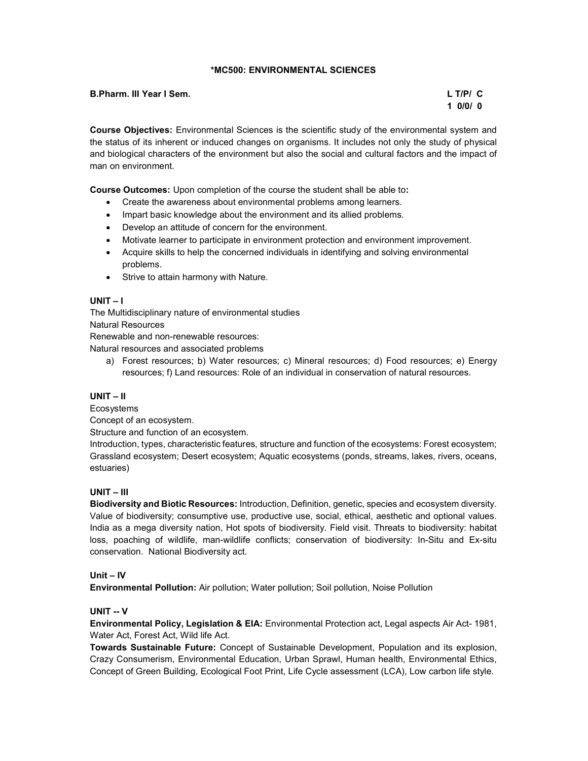## *MC500: ENVIRONMENTAL SCIENCES

**B.Pharm. III Year I Sem.** **L T/P/ C**
**1 0/0/ 0**

**Course Objectives:** Environmental Sciences is the scientific study of the environmental system and the status of its inherent or induced changes on organisms. It includes not only the study of physical and biological characters of the environment but also the social and cultural factors and the impact of man on environment.

**Course Outcomes:** Upon completion of the course the student shall be able to**:**

- Create the awareness about environmental problems among learners.
- Impart basic knowledge about the environment and its allied problems.
- Develop an attitude of concern for the environment.
- Motivate learner to participate in environment protection and environment improvement.
- Acquire skills to help the concerned individuals in identifying and solving environmental problems.
- Strive to attain harmony with Nature.

### UNIT – I

The Multidisciplinary nature of environmental studies
Natural Resources
Renewable and non-renewable resources:
Natural resources and associated problems

a) Forest resources; b) Water resources; c) Mineral resources; d) Food resources; e) Energy resources; f) Land resources: Role of an individual in conservation of natural resources.

### UNIT – II

Ecosystems
Concept of an ecosystem.
Structure and function of an ecosystem.
Introduction, types, characteristic features, structure and function of the ecosystems: Forest ecosystem; Grassland ecosystem; Desert ecosystem; Aquatic ecosystems (ponds, streams, lakes, rivers, oceans, estuaries)

### UNIT – III

**Biodiversity and Biotic Resources:** Introduction, Definition, genetic, species and ecosystem diversity. Value of biodiversity; consumptive use, productive use, social, ethical, aesthetic and optional values. India as a mega diversity nation, Hot spots of biodiversity. Field visit. Threats to biodiversity: habitat loss, poaching of wildlife, man-wildlife conflicts; conservation of biodiversity: In-Situ and Ex-situ conservation. National Biodiversity act.

### Unit – IV

**Environmental Pollution:** Air pollution; Water pollution; Soil pollution, Noise Pollution

### UNIT -- V

**Environmental Policy, Legislation & EIA:** Environmental Protection act, Legal aspects Air Act- 1981, Water Act, Forest Act, Wild life Act.

**Towards Sustainable Future:** Concept of Sustainable Development, Population and its explosion, Crazy Consumerism, Environmental Education, Urban Sprawl, Human health, Environmental Ethics, Concept of Green Building, Ecological Foot Print, Life Cycle assessment (LCA), Low carbon life style.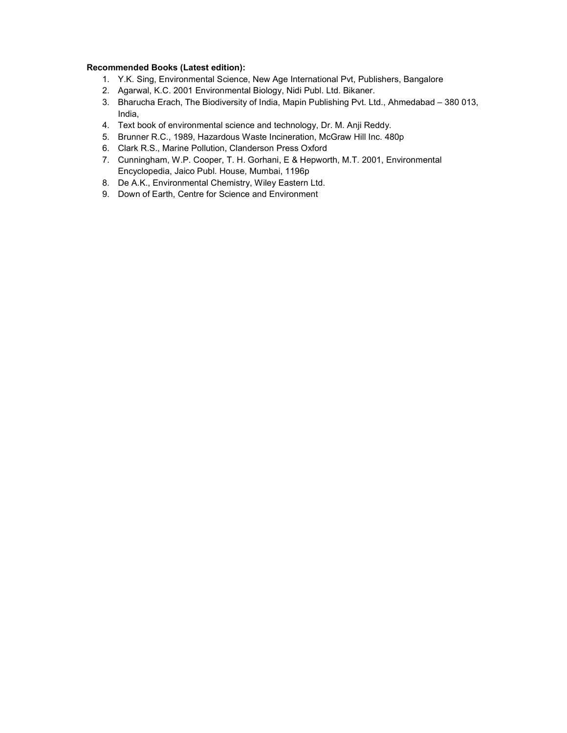**Recommended Books (Latest edition):**

1. Y.K. Sing, Environmental Science, New Age International Pvt, Publishers, Bangalore
2. Agarwal, K.C. 2001 Environmental Biology, Nidi Publ. Ltd. Bikaner.
3. Bharucha Erach, The Biodiversity of India, Mapin Publishing Pvt. Ltd., Ahmedabad – 380 013, India,
4. Text book of environmental science and technology, Dr. M. Anji Reddy.
5. Brunner R.C., 1989, Hazardous Waste Incineration, McGraw Hill Inc. 480p
6. Clark R.S., Marine Pollution, Clanderson Press Oxford
7. Cunningham, W.P. Cooper, T. H. Gorhani, E & Hepworth, M.T. 2001, Environmental Encyclopedia, Jaico Publ. House, Mumbai, 1196p
8. De A.K., Environmental Chemistry, Wiley Eastern Ltd.
9. Down of Earth, Centre for Science and Environment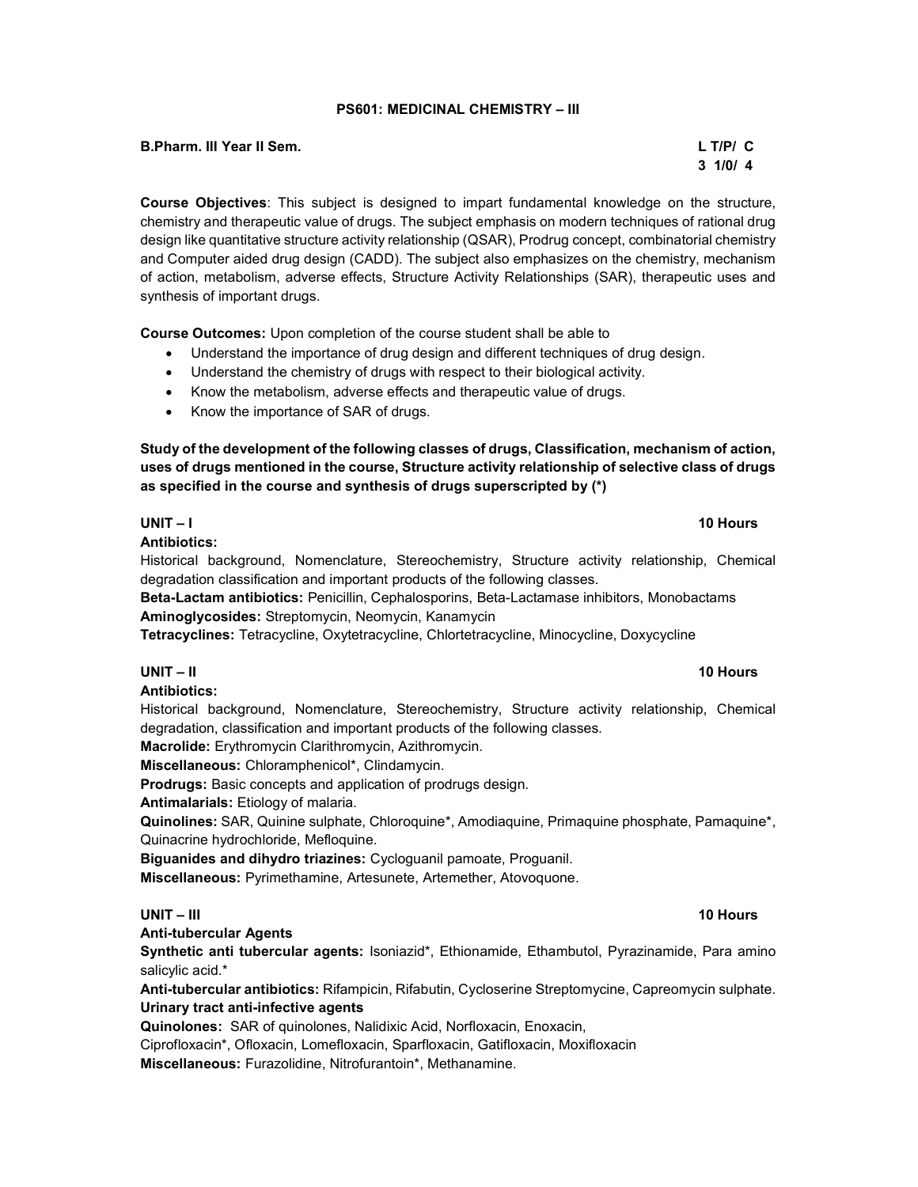## PS601: MEDICINAL CHEMISTRY – III

**B.Pharm. III Year II Sem.** **L T/P/ C**
**3 1/0/ 4**

**Course Objectives**: This subject is designed to impart fundamental knowledge on the structure, chemistry and therapeutic value of drugs. The subject emphasis on modern techniques of rational drug design like quantitative structure activity relationship (QSAR), Prodrug concept, combinatorial chemistry and Computer aided drug design (CADD). The subject also emphasizes on the chemistry, mechanism of action, metabolism, adverse effects, Structure Activity Relationships (SAR), therapeutic uses and synthesis of important drugs.

**Course Outcomes:** Upon completion of the course student shall be able to

- Understand the importance of drug design and different techniques of drug design.
- Understand the chemistry of drugs with respect to their biological activity.
- Know the metabolism, adverse effects and therapeutic value of drugs.
- Know the importance of SAR of drugs.

**Study of the development of the following classes of drugs, Classification, mechanism of action, uses of drugs mentioned in the course, Structure activity relationship of selective class of drugs as specified in the course and synthesis of drugs superscripted by (*)**

### UNIT – I 10 Hours

**Antibiotics:**

Historical background, Nomenclature, Stereochemistry, Structure activity relationship, Chemical degradation classification and important products of the following classes.

**Beta-Lactam antibiotics:** Penicillin, Cephalosporins, Beta-Lactamase inhibitors, Monobactams

**Aminoglycosides:** Streptomycin, Neomycin, Kanamycin

**Tetracyclines:** Tetracycline, Oxytetracycline, Chlortetracycline, Minocycline, Doxycycline

### UNIT – II 10 Hours

**Antibiotics:**

Historical background, Nomenclature, Stereochemistry, Structure activity relationship, Chemical degradation, classification and important products of the following classes.

**Macrolide:** Erythromycin Clarithromycin, Azithromycin.

**Miscellaneous:** Chloramphenicol*, Clindamycin.

**Prodrugs:** Basic concepts and application of prodrugs design.

**Antimalarials:** Etiology of malaria.

**Quinolines:** SAR, Quinine sulphate, Chloroquine*, Amodiaquine, Primaquine phosphate, Pamaquine*, Quinacrine hydrochloride, Mefloquine.

**Biguanides and dihydro triazines:** Cycloguanil pamoate, Proguanil.

**Miscellaneous:** Pyrimethamine, Artesunete, Artemether, Atovoquone.

### UNIT – III 10 Hours

**Anti-tubercular Agents**

**Synthetic anti tubercular agents:** Isoniazid*, Ethionamide, Ethambutol, Pyrazinamide, Para amino salicylic acid.*

**Anti-tubercular antibiotics:** Rifampicin, Rifabutin, Cycloserine Streptomycine, Capreomycin sulphate.

**Urinary tract anti-infective agents**

**Quinolones:** SAR of quinolones, Nalidixic Acid, Norfloxacin, Enoxacin, Ciprofloxacin*, Ofloxacin, Lomefloxacin, Sparfloxacin, Gatifloxacin, Moxifloxacin

**Miscellaneous:** Furazolidine, Nitrofurantoin*, Methanamine.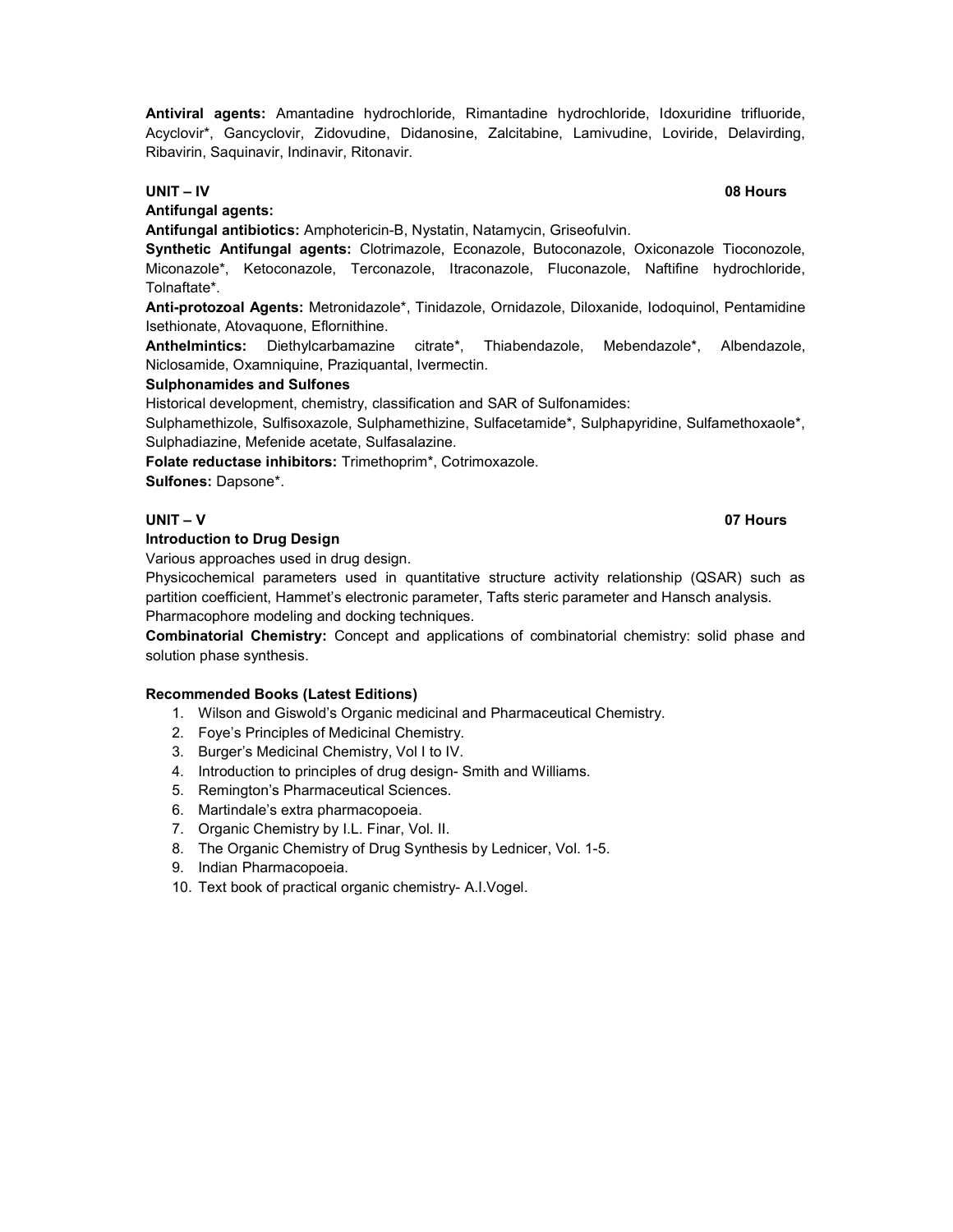**Antiviral agents:** Amantadine hydrochloride, Rimantadine hydrochloride, Idoxuridine trifluoride, Acyclovir*, Gancyclovir, Zidovudine, Didanosine, Zalcitabine, Lamivudine, Loviride, Delavirding, Ribavirin, Saquinavir, Indinavir, Ritonavir.

**UNIT – IV** **08 Hours**

**Antifungal agents:**

**Antifungal antibiotics:** Amphotericin-B, Nystatin, Natamycin, Griseofulvin.

**Synthetic Antifungal agents:** Clotrimazole, Econazole, Butoconazole, Oxiconazole Tioconozole, Miconazole*, Ketoconazole, Terconazole, Itraconazole, Fluconazole, Naftifine hydrochloride, Tolnaftate*.

**Anti-protozoal Agents:** Metronidazole*, Tinidazole, Ornidazole, Diloxanide, Iodoquinol, Pentamidine Isethionate, Atovaquone, Eflornithine.

**Anthelmintics:** Diethylcarbamazine citrate*, Thiabendazole, Mebendazole*, Albendazole, Niclosamide, Oxamniquine, Praziquantal, Ivermectin.

**Sulphonamides and Sulfones**

Historical development, chemistry, classification and SAR of Sulfonamides:

Sulphamethizole, Sulfisoxazole, Sulphamethizine, Sulfacetamide*, Sulphapyridine, Sulfamethoxaole*, Sulphadiazine, Mefenide acetate, Sulfasalazine.

**Folate reductase inhibitors:** Trimethoprim*, Cotrimoxazole.

**Sulfones:** Dapsone*.

**UNIT – V** **07 Hours**

**Introduction to Drug Design**

Various approaches used in drug design.

Physicochemical parameters used in quantitative structure activity relationship (QSAR) such as partition coefficient, Hammet's electronic parameter, Tafts steric parameter and Hansch analysis.

Pharmacophore modeling and docking techniques.

**Combinatorial Chemistry:** Concept and applications of combinatorial chemistry: solid phase and solution phase synthesis.

**Recommended Books (Latest Editions)**

1. Wilson and Giswold's Organic medicinal and Pharmaceutical Chemistry.
2. Foye's Principles of Medicinal Chemistry.
3. Burger's Medicinal Chemistry, Vol I to IV.
4. Introduction to principles of drug design- Smith and Williams.
5. Remington's Pharmaceutical Sciences.
6. Martindale's extra pharmacopoeia.
7. Organic Chemistry by I.L. Finar, Vol. II.
8. The Organic Chemistry of Drug Synthesis by Lednicer, Vol. 1-5.
9. Indian Pharmacopoeia.
10. Text book of practical organic chemistry- A.I.Vogel.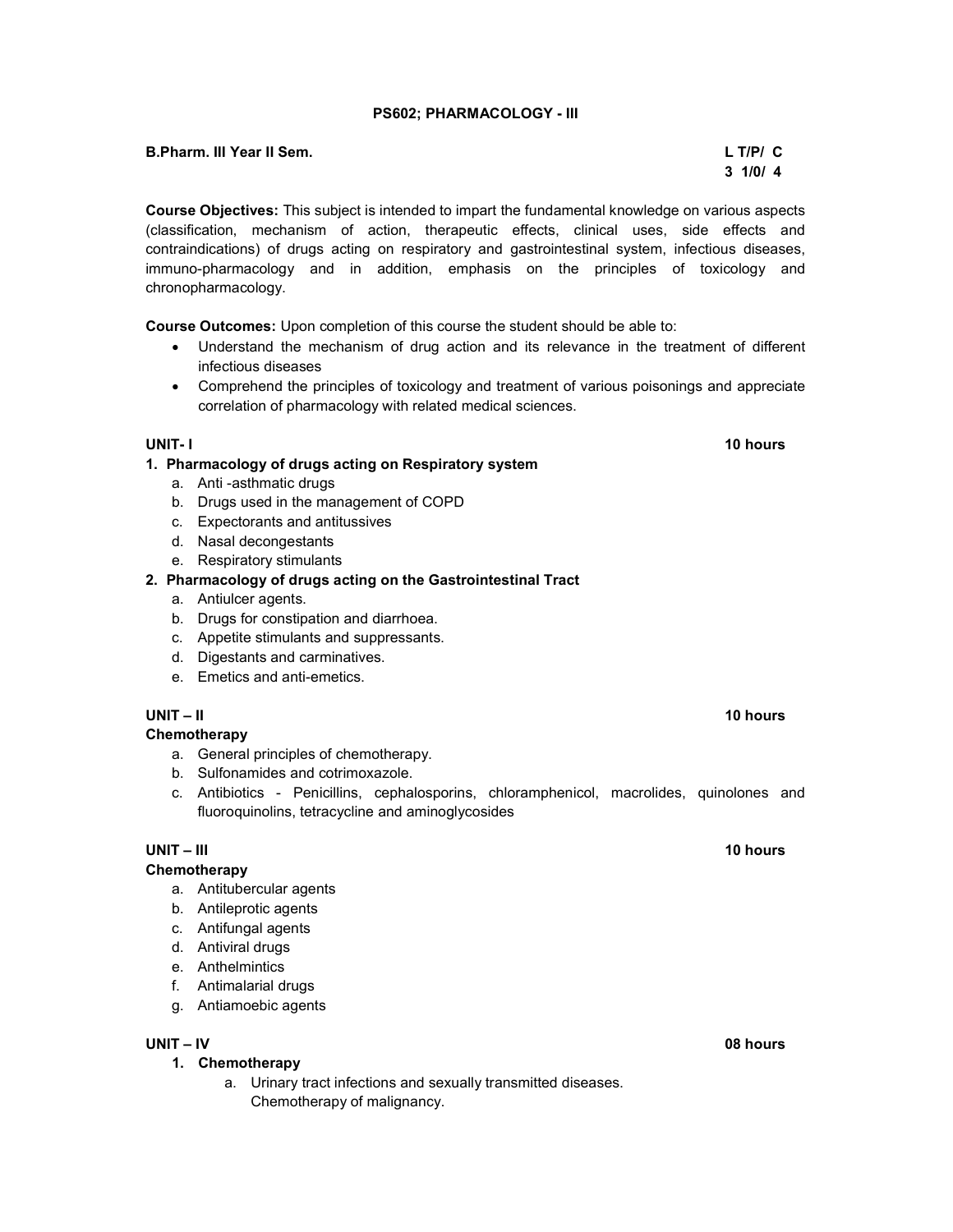## PS602; PHARMACOLOGY - III

**B.Pharm. III Year II Sem.**

| L | T/P/ | C |
|---|---|---|
| 3 | 1/0/ | 4 |

**Course Objectives:** This subject is intended to impart the fundamental knowledge on various aspects (classification, mechanism of action, therapeutic effects, clinical uses, side effects and contraindications) of drugs acting on respiratory and gastrointestinal system, infectious diseases, immuno-pharmacology and in addition, emphasis on the principles of toxicology and chronopharmacology.

**Course Outcomes:** Upon completion of this course the student should be able to:

- Understand the mechanism of drug action and its relevance in the treatment of different infectious diseases
- Comprehend the principles of toxicology and treatment of various poisonings and appreciate correlation of pharmacology with related medical sciences.

**UNIT- I** **10 hours**

**1. Pharmacology of drugs acting on Respiratory system**

a. Anti -asthmatic drugs
b. Drugs used in the management of COPD
c. Expectorants and antitussives
d. Nasal decongestants
e. Respiratory stimulants

**2. Pharmacology of drugs acting on the Gastrointestinal Tract**

a. Antiulcer agents.
b. Drugs for constipation and diarrhoea.
c. Appetite stimulants and suppressants.
d. Digestants and carminatives.
e. Emetics and anti-emetics.

**UNIT – II** **10 hours**

**Chemotherapy**

a. General principles of chemotherapy.
b. Sulfonamides and cotrimoxazole.
c. Antibiotics - Penicillins, cephalosporins, chloramphenicol, macrolides, quinolones and fluoroquinolins, tetracycline and aminoglycosides

**UNIT – III** **10 hours**

**Chemotherapy**

a. Antitubercular agents
b. Antileprotic agents
c. Antifungal agents
d. Antiviral drugs
e. Anthelmintics
f. Antimalarial drugs
g. Antiamoebic agents

**UNIT – IV** **08 hours**

**1. Chemotherapy**

a. Urinary tract infections and sexually transmitted diseases.
Chemotherapy of malignancy.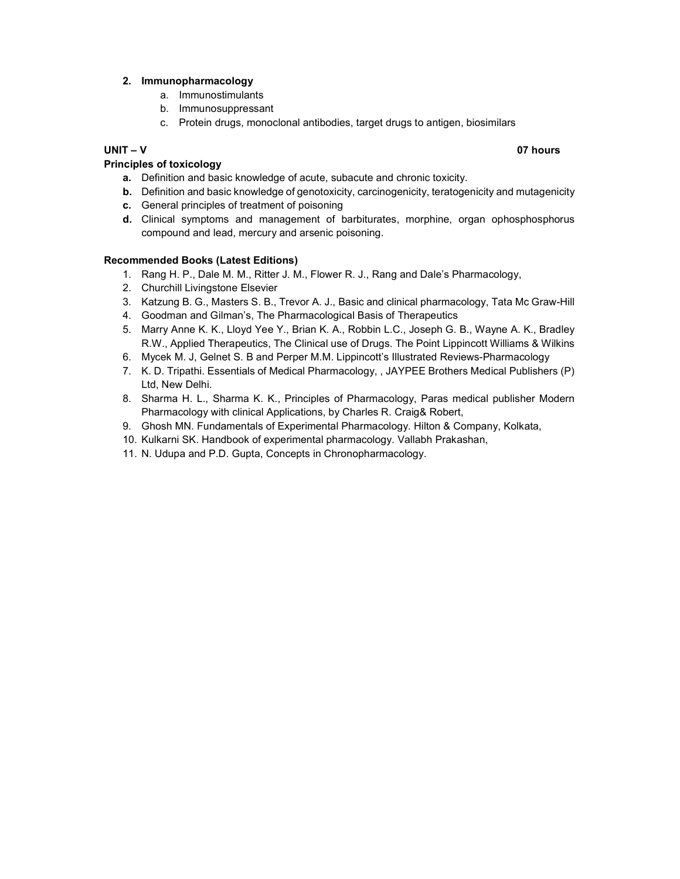2. **Immunopharmacology**
   a. Immunostimulants
   b. Immunosuppressant
   c. Protein drugs, monoclonal antibodies, target drugs to antigen, biosimilars

**UNIT – V** **07 hours**

**Principles of toxicology**

- **a.** Definition and basic knowledge of acute, subacute and chronic toxicity.
- **b.** Definition and basic knowledge of genotoxicity, carcinogenicity, teratogenicity and mutagenicity
- **c.** General principles of treatment of poisoning
- **d.** Clinical symptoms and management of barbiturates, morphine, organ ophosphosphorus compound and lead, mercury and arsenic poisoning.

**Recommended Books (Latest Editions)**

1. Rang H. P., Dale M. M., Ritter J. M., Flower R. J., Rang and Dale's Pharmacology,
2. Churchill Livingstone Elsevier
3. Katzung B. G., Masters S. B., Trevor A. J., Basic and clinical pharmacology, Tata Mc Graw-Hill
4. Goodman and Gilman's, The Pharmacological Basis of Therapeutics
5. Marry Anne K. K., Lloyd Yee Y., Brian K. A., Robbin L.C., Joseph G. B., Wayne A. K., Bradley R.W., Applied Therapeutics, The Clinical use of Drugs. The Point Lippincott Williams & Wilkins
6. Mycek M. J, Gelnet S. B and Perper M.M. Lippincott's Illustrated Reviews-Pharmacology
7. K. D. Tripathi. Essentials of Medical Pharmacology, , JAYPEE Brothers Medical Publishers (P) Ltd, New Delhi.
8. Sharma H. L., Sharma K. K., Principles of Pharmacology, Paras medical publisher Modern Pharmacology with clinical Applications, by Charles R. Craig& Robert,
9. Ghosh MN. Fundamentals of Experimental Pharmacology. Hilton & Company, Kolkata,
10. Kulkarni SK. Handbook of experimental pharmacology. Vallabh Prakashan,
11. N. Udupa and P.D. Gupta, Concepts in Chronopharmacology.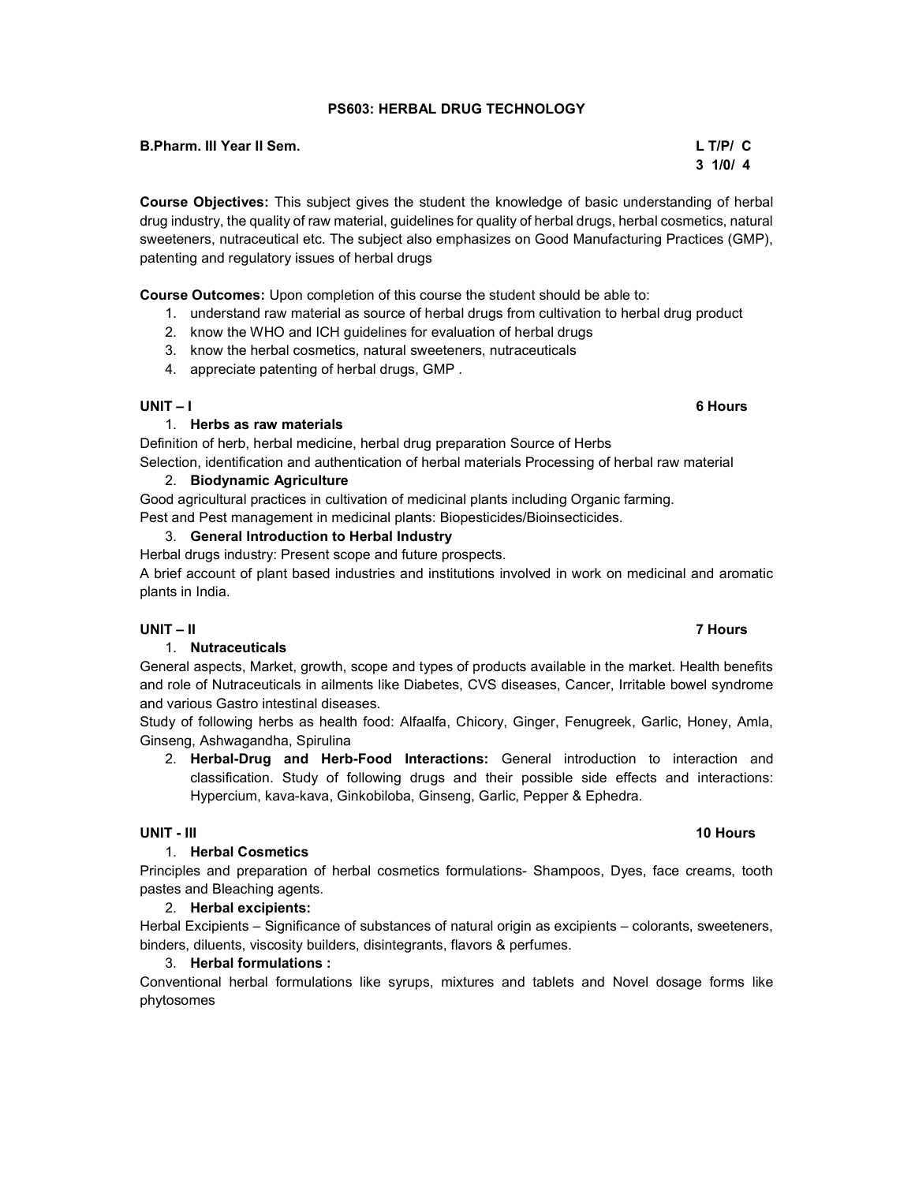## PS603: HERBAL DRUG TECHNOLOGY

**B.Pharm. III Year II Sem.** **L T/P/ C**
**3 1/0/ 4**

**Course Objectives:** This subject gives the student the knowledge of basic understanding of herbal drug industry, the quality of raw material, guidelines for quality of herbal drugs, herbal cosmetics, natural sweeteners, nutraceutical etc. The subject also emphasizes on Good Manufacturing Practices (GMP), patenting and regulatory issues of herbal drugs

**Course Outcomes:** Upon completion of this course the student should be able to:

1. understand raw material as source of herbal drugs from cultivation to herbal drug product
2. know the WHO and ICH guidelines for evaluation of herbal drugs
3. know the herbal cosmetics, natural sweeteners, nutraceuticals
4. appreciate patenting of herbal drugs, GMP .

**UNIT – I** **6 Hours**

1. **Herbs as raw materials**

Definition of herb, herbal medicine, herbal drug preparation Source of Herbs
Selection, identification and authentication of herbal materials Processing of herbal raw material

2. **Biodynamic Agriculture**

Good agricultural practices in cultivation of medicinal plants including Organic farming.
Pest and Pest management in medicinal plants: Biopesticides/Bioinsecticides.

3. **General Introduction to Herbal Industry**

Herbal drugs industry: Present scope and future prospects.
A brief account of plant based industries and institutions involved in work on medicinal and aromatic plants in India.

**UNIT – II** **7 Hours**

1. **Nutraceuticals**

General aspects, Market, growth, scope and types of products available in the market. Health benefits and role of Nutraceuticals in ailments like Diabetes, CVS diseases, Cancer, Irritable bowel syndrome and various Gastro intestinal diseases.
Study of following herbs as health food: Alfaalfa, Chicory, Ginger, Fenugreek, Garlic, Honey, Amla, Ginseng, Ashwagandha, Spirulina

2. **Herbal-Drug and Herb-Food Interactions:** General introduction to interaction and classification. Study of following drugs and their possible side effects and interactions: Hypercium, kava-kava, Ginkobiloba, Ginseng, Garlic, Pepper & Ephedra.

**UNIT - III** **10 Hours**

1. **Herbal Cosmetics**

Principles and preparation of herbal cosmetics formulations- Shampoos, Dyes, face creams, tooth pastes and Bleaching agents.

2. **Herbal excipients:**

Herbal Excipients – Significance of substances of natural origin as excipients – colorants, sweeteners, binders, diluents, viscosity builders, disintegrants, flavors & perfumes.

3. **Herbal formulations :**

Conventional herbal formulations like syrups, mixtures and tablets and Novel dosage forms like phytosomes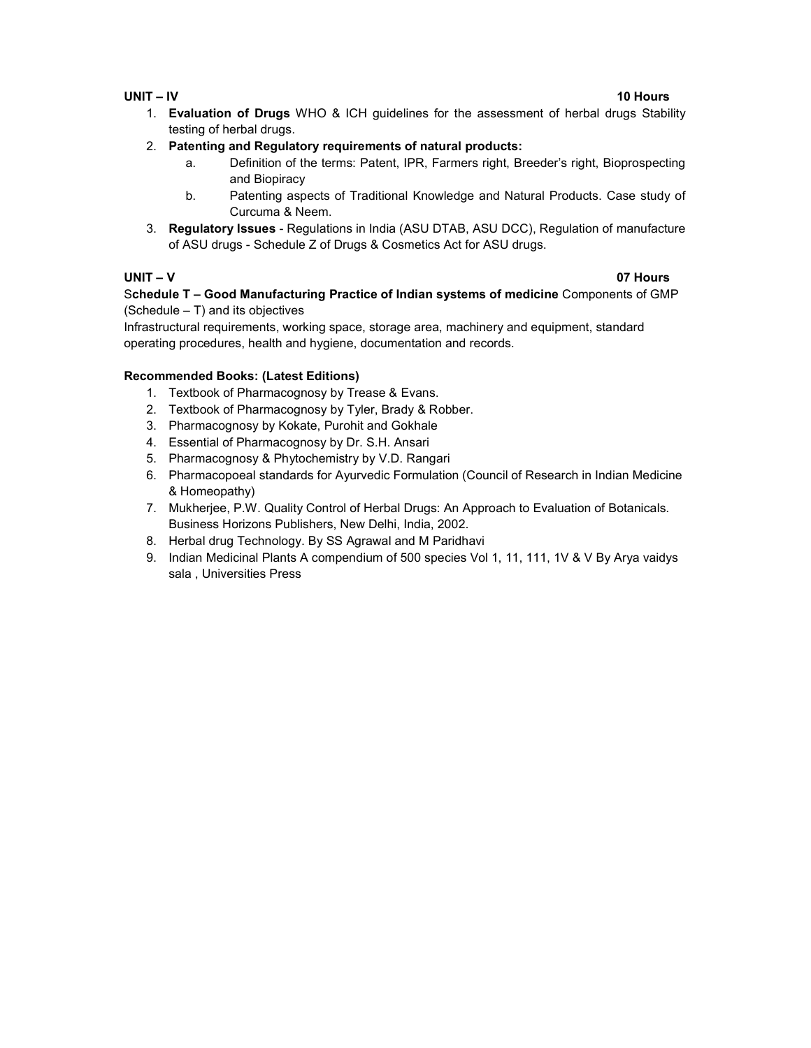**UNIT – IV** **10 Hours**

1. **Evaluation of Drugs** WHO & ICH guidelines for the assessment of herbal drugs Stability testing of herbal drugs.
2. **Patenting and Regulatory requirements of natural products:**
   a. Definition of the terms: Patent, IPR, Farmers right, Breeder's right, Bioprospecting and Biopiracy
   b. Patenting aspects of Traditional Knowledge and Natural Products. Case study of Curcuma & Neem.
3. **Regulatory Issues** - Regulations in India (ASU DTAB, ASU DCC), Regulation of manufacture of ASU drugs - Schedule Z of Drugs & Cosmetics Act for ASU drugs.

**UNIT – V** **07 Hours**

S**chedule T – Good Manufacturing Practice of Indian systems of medicine** Components of GMP (Schedule – T) and its objectives

Infrastructural requirements, working space, storage area, machinery and equipment, standard operating procedures, health and hygiene, documentation and records.

**Recommended Books: (Latest Editions)**

1. Textbook of Pharmacognosy by Trease & Evans.
2. Textbook of Pharmacognosy by Tyler, Brady & Robber.
3. Pharmacognosy by Kokate, Purohit and Gokhale
4. Essential of Pharmacognosy by Dr. S.H. Ansari
5. Pharmacognosy & Phytochemistry by V.D. Rangari
6. Pharmacopoeal standards for Ayurvedic Formulation (Council of Research in Indian Medicine & Homeopathy)
7. Mukherjee, P.W. Quality Control of Herbal Drugs: An Approach to Evaluation of Botanicals. Business Horizons Publishers, New Delhi, India, 2002.
8. Herbal drug Technology. By SS Agrawal and M Paridhavi
9. Indian Medicinal Plants A compendium of 500 species Vol 1, 11, 111, 1V & V By Arya vaidys sala , Universities Press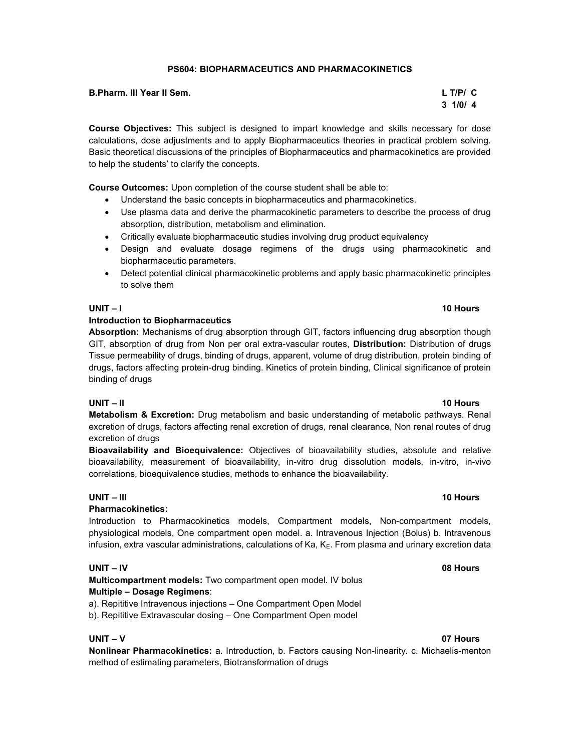# PS604: BIOPHARMACEUTICS AND PHARMACOKINETICS

**B.Pharm. III Year II Sem.**

| L | T/P/ | C |
|---|---|---|
| 3 | 1/0/ | 4 |

**Course Objectives:** This subject is designed to impart knowledge and skills necessary for dose calculations, dose adjustments and to apply Biopharmaceutics theories in practical problem solving. Basic theoretical discussions of the principles of Biopharmaceutics and pharmacokinetics are provided to help the students' to clarify the concepts.

**Course Outcomes:** Upon completion of the course student shall be able to:

- Understand the basic concepts in biopharmaceutics and pharmacokinetics.
- Use plasma data and derive the pharmacokinetic parameters to describe the process of drug absorption, distribution, metabolism and elimination.
- Critically evaluate biopharmaceutic studies involving drug product equivalency
- Design and evaluate dosage regimens of the drugs using pharmacokinetic and biopharmaceutic parameters.
- Detect potential clinical pharmacokinetic problems and apply basic pharmacokinetic principles to solve them

**UNIT – I** **10 Hours**

**Introduction to Biopharmaceutics**

**Absorption:** Mechanisms of drug absorption through GIT, factors influencing drug absorption though GIT, absorption of drug from Non per oral extra-vascular routes, **Distribution:** Distribution of drugs Tissue permeability of drugs, binding of drugs, apparent, volume of drug distribution, protein binding of drugs, factors affecting protein-drug binding. Kinetics of protein binding, Clinical significance of protein binding of drugs

**UNIT – II** **10 Hours**

**Metabolism & Excretion:** Drug metabolism and basic understanding of metabolic pathways. Renal excretion of drugs, factors affecting renal excretion of drugs, renal clearance, Non renal routes of drug excretion of drugs

**Bioavailability and Bioequivalence:** Objectives of bioavailability studies, absolute and relative bioavailability, measurement of bioavailability, in-vitro drug dissolution models, in-vitro, in-vivo correlations, bioequivalence studies, methods to enhance the bioavailability.

**UNIT – III** **10 Hours**

**Pharmacokinetics:**

Introduction to Pharmacokinetics models, Compartment models, Non-compartment models, physiological models, One compartment open model. a. Intravenous Injection (Bolus) b. Intravenous infusion, extra vascular administrations, calculations of Ka, $K_E$. From plasma and urinary excretion data

**UNIT – IV** **08 Hours**

**Multicompartment models:** Two compartment open model. IV bolus

**Multiple – Dosage Regimens**:

a). Repititive Intravenous injections – One Compartment Open Model

b). Repititive Extravascular dosing – One Compartment Open model

**UNIT – V** **07 Hours**

**Nonlinear Pharmacokinetics:** a. Introduction, b. Factors causing Non-linearity. c. Michaelis-menton method of estimating parameters, Biotransformation of drugs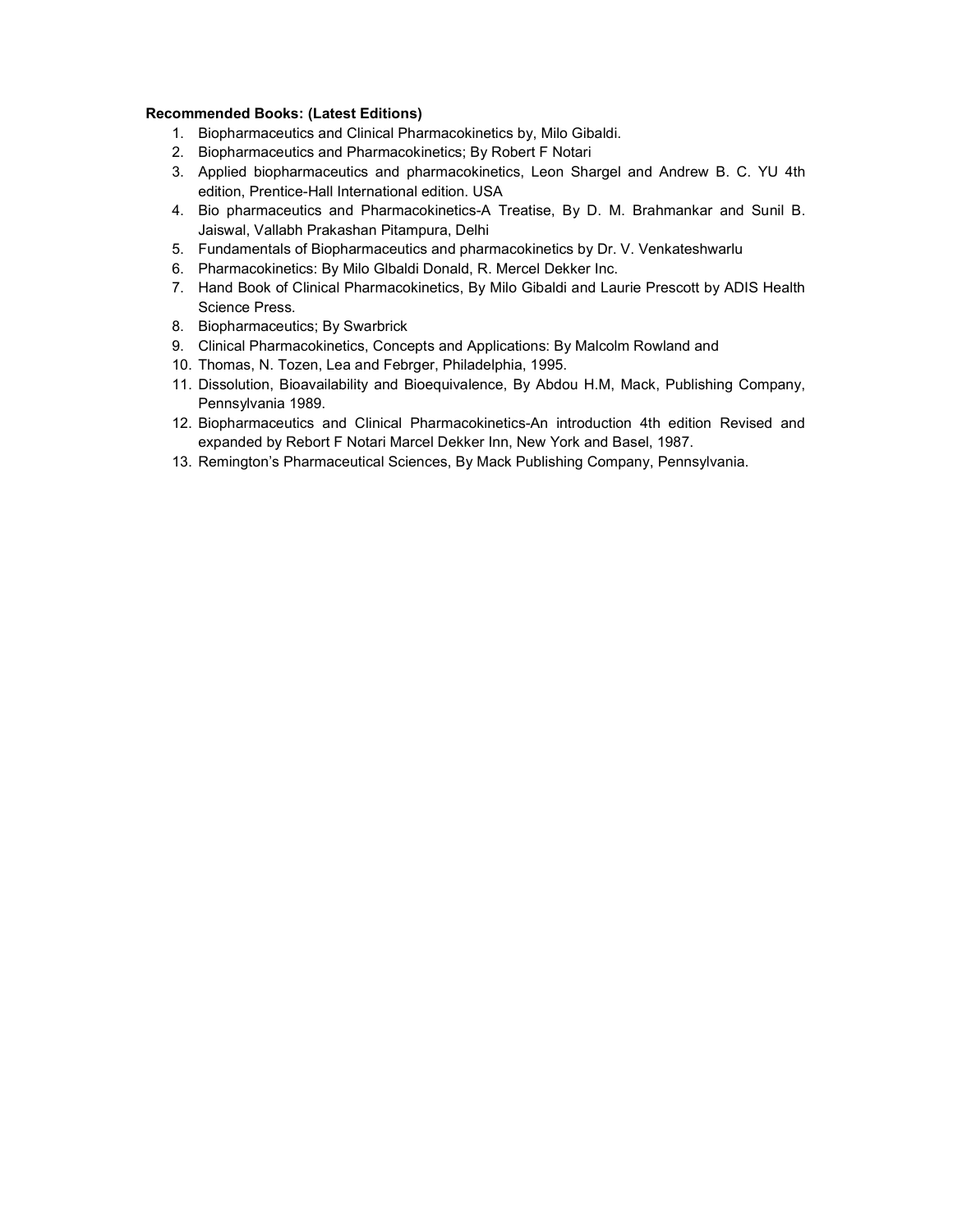**Recommended Books: (Latest Editions)**

1. Biopharmaceutics and Clinical Pharmacokinetics by, Milo Gibaldi.
2. Biopharmaceutics and Pharmacokinetics; By Robert F Notari
3. Applied biopharmaceutics and pharmacokinetics, Leon Shargel and Andrew B. C. YU 4th edition, Prentice-Hall International edition. USA
4. Bio pharmaceutics and Pharmacokinetics-A Treatise, By D. M. Brahmankar and Sunil B. Jaiswal, Vallabh Prakashan Pitampura, Delhi
5. Fundamentals of Biopharmaceutics and pharmacokinetics by Dr. V. Venkateshwarlu
6. Pharmacokinetics: By Milo Glbaldi Donald, R. Mercel Dekker Inc.
7. Hand Book of Clinical Pharmacokinetics, By Milo Gibaldi and Laurie Prescott by ADIS Health Science Press.
8. Biopharmaceutics; By Swarbrick
9. Clinical Pharmacokinetics, Concepts and Applications: By Malcolm Rowland and
10. Thomas, N. Tozen, Lea and Febrger, Philadelphia, 1995.
11. Dissolution, Bioavailability and Bioequivalence, By Abdou H.M, Mack, Publishing Company, Pennsylvania 1989.
12. Biopharmaceutics and Clinical Pharmacokinetics-An introduction 4th edition Revised and expanded by Rebort F Notari Marcel Dekker Inn, New York and Basel, 1987.
13. Remington's Pharmaceutical Sciences, By Mack Publishing Company, Pennsylvania.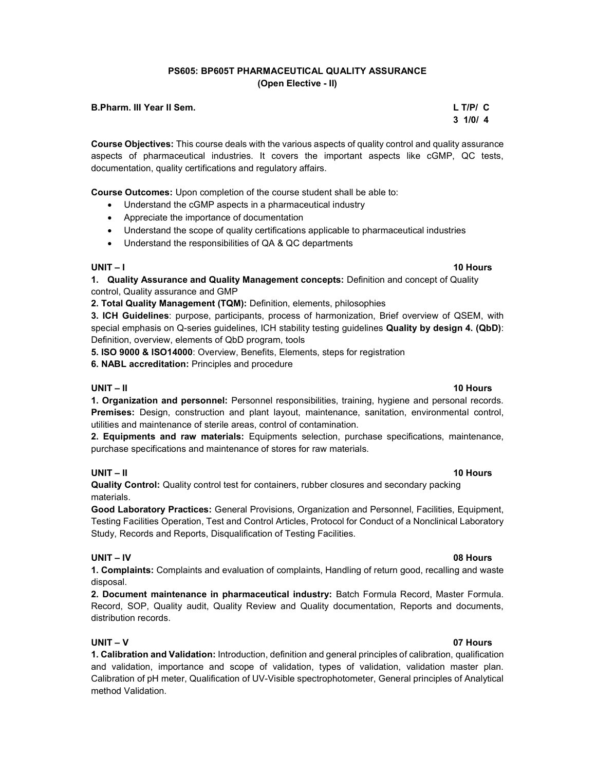**PS605: BP605T PHARMACEUTICAL QUALITY ASSURANCE**
**(Open Elective - II)**

**B.Pharm. III Year II Sem.** **L T/P/ C**
**3 1/0/ 4**

**Course Objectives:** This course deals with the various aspects of quality control and quality assurance aspects of pharmaceutical industries. It covers the important aspects like cGMP, QC tests, documentation, quality certifications and regulatory affairs.

**Course Outcomes:** Upon completion of the course student shall be able to:

- Understand the cGMP aspects in a pharmaceutical industry
- Appreciate the importance of documentation
- Understand the scope of quality certifications applicable to pharmaceutical industries
- Understand the responsibilities of QA & QC departments

**UNIT – I** **10 Hours**

**1. Quality Assurance and Quality Management concepts:** Definition and concept of Quality control, Quality assurance and GMP

**2. Total Quality Management (TQM):** Definition, elements, philosophies

**3. ICH Guidelines**: purpose, participants, process of harmonization, Brief overview of QSEM, with special emphasis on Q-series guidelines, ICH stability testing guidelines **Quality by design 4. (QbD)**: Definition, overview, elements of QbD program, tools

**5. ISO 9000 & ISO14000**: Overview, Benefits, Elements, steps for registration

**6. NABL accreditation:** Principles and procedure

**UNIT – II** **10 Hours**

**1. Organization and personnel:** Personnel responsibilities, training, hygiene and personal records. **Premises:** Design, construction and plant layout, maintenance, sanitation, environmental control, utilities and maintenance of sterile areas, control of contamination.

**2. Equipments and raw materials:** Equipments selection, purchase specifications, maintenance, purchase specifications and maintenance of stores for raw materials.

**UNIT – II** **10 Hours**

**Quality Control:** Quality control test for containers, rubber closures and secondary packing materials.

**Good Laboratory Practices:** General Provisions, Organization and Personnel, Facilities, Equipment, Testing Facilities Operation, Test and Control Articles, Protocol for Conduct of a Nonclinical Laboratory Study, Records and Reports, Disqualification of Testing Facilities.

**UNIT – IV** **08 Hours**

**1. Complaints:** Complaints and evaluation of complaints, Handling of return good, recalling and waste disposal.

**2. Document maintenance in pharmaceutical industry:** Batch Formula Record, Master Formula. Record, SOP, Quality audit, Quality Review and Quality documentation, Reports and documents, distribution records.

**UNIT – V** **07 Hours**

**1. Calibration and Validation:** Introduction, definition and general principles of calibration, qualification and validation, importance and scope of validation, types of validation, validation master plan. Calibration of pH meter, Qualification of UV-Visible spectrophotometer, General principles of Analytical method Validation.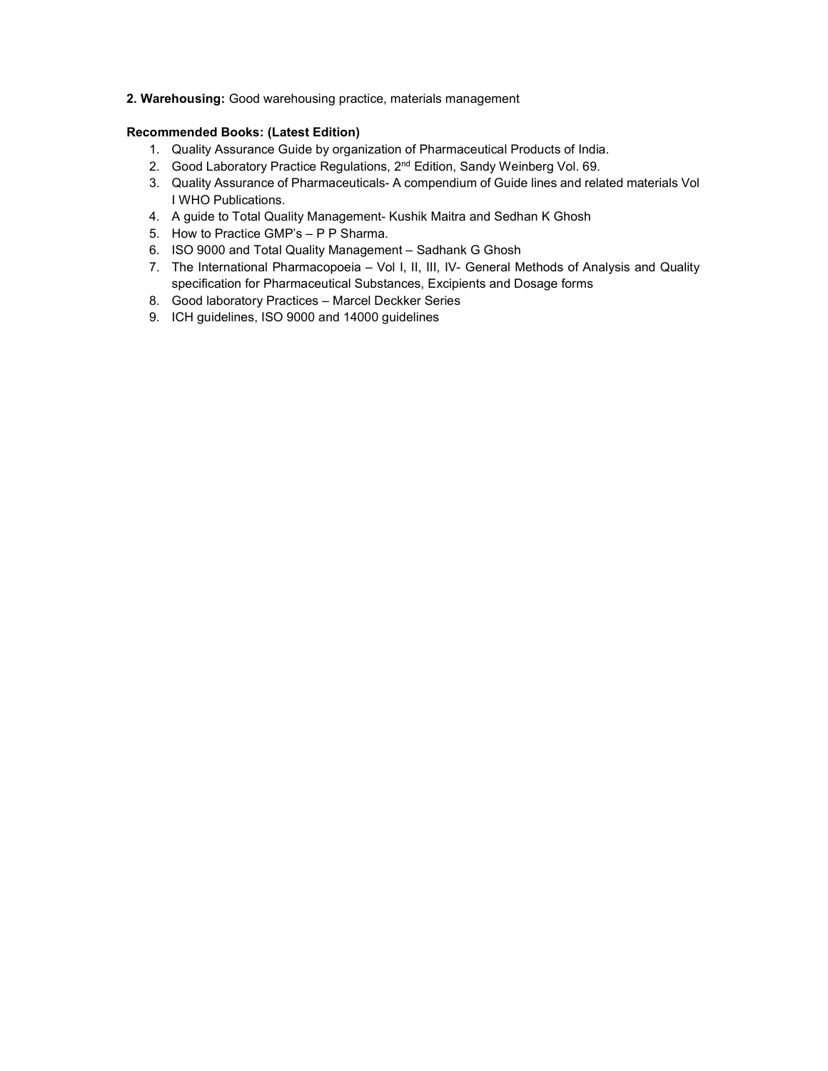**2. Warehousing:** Good warehousing practice, materials management

**Recommended Books: (Latest Edition)**

1. Quality Assurance Guide by organization of Pharmaceutical Products of India.
2. Good Laboratory Practice Regulations, 2nd Edition, Sandy Weinberg Vol. 69.
3. Quality Assurance of Pharmaceuticals- A compendium of Guide lines and related materials Vol I WHO Publications.
4. A guide to Total Quality Management- Kushik Maitra and Sedhan K Ghosh
5. How to Practice GMP's – P P Sharma.
6. ISO 9000 and Total Quality Management – Sadhank G Ghosh
7. The International Pharmacopoeia – Vol I, II, III, IV- General Methods of Analysis and Quality specification for Pharmaceutical Substances, Excipients and Dosage forms
8. Good laboratory Practices – Marcel Deckker Series
9. ICH guidelines, ISO 9000 and 14000 guidelines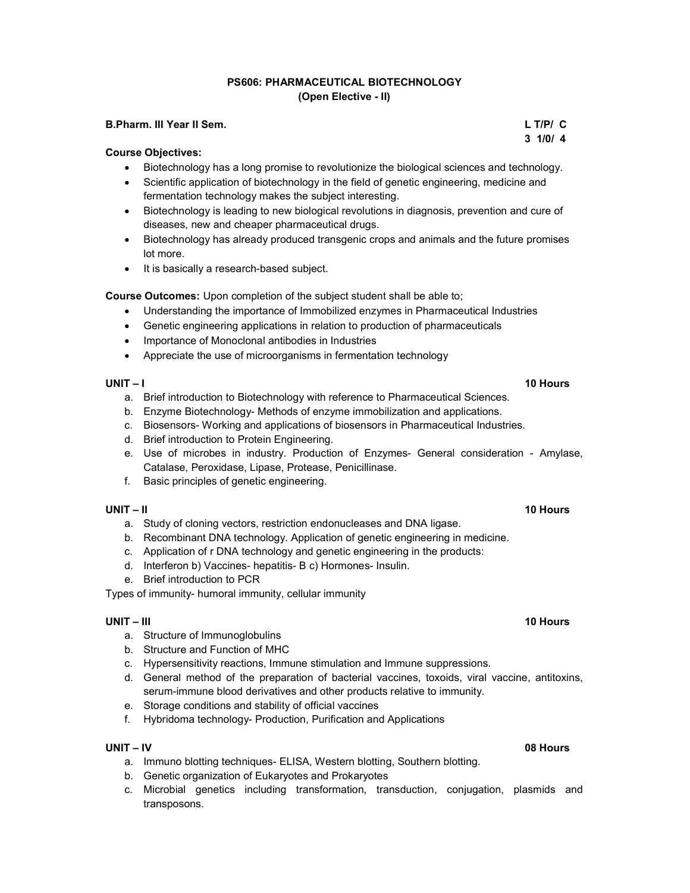## PS606: PHARMACEUTICAL BIOTECHNOLOGY
### (Open Elective - II)

**B.Pharm. III Year II Sem.** **L T/P/ C**
**3 1/0/ 4**

**Course Objectives:**

- Biotechnology has a long promise to revolutionize the biological sciences and technology.
- Scientific application of biotechnology in the field of genetic engineering, medicine and fermentation technology makes the subject interesting.
- Biotechnology is leading to new biological revolutions in diagnosis, prevention and cure of diseases, new and cheaper pharmaceutical drugs.
- Biotechnology has already produced transgenic crops and animals and the future promises lot more.
- It is basically a research-based subject.

**Course Outcomes:** Upon completion of the subject student shall be able to;

- Understanding the importance of Immobilized enzymes in Pharmaceutical Industries
- Genetic engineering applications in relation to production of pharmaceuticals
- Importance of Monoclonal antibodies in Industries
- Appreciate the use of microorganisms in fermentation technology

**UNIT – I** **10 Hours**

a. Brief introduction to Biotechnology with reference to Pharmaceutical Sciences.
b. Enzyme Biotechnology- Methods of enzyme immobilization and applications.
c. Biosensors- Working and applications of biosensors in Pharmaceutical Industries.
d. Brief introduction to Protein Engineering.
e. Use of microbes in industry. Production of Enzymes- General consideration - Amylase, Catalase, Peroxidase, Lipase, Protease, Penicillinase.
f. Basic principles of genetic engineering.

**UNIT – II** **10 Hours**

a. Study of cloning vectors, restriction endonucleases and DNA ligase.
b. Recombinant DNA technology. Application of genetic engineering in medicine.
c. Application of r DNA technology and genetic engineering in the products:
d. Interferon b) Vaccines- hepatitis- B c) Hormones- Insulin.
e. Brief introduction to PCR

Types of immunity- humoral immunity, cellular immunity

**UNIT – III** **10 Hours**

a. Structure of Immunoglobulins
b. Structure and Function of MHC
c. Hypersensitivity reactions, Immune stimulation and Immune suppressions.
d. General method of the preparation of bacterial vaccines, toxoids, viral vaccine, antitoxins, serum-immune blood derivatives and other products relative to immunity.
e. Storage conditions and stability of official vaccines
f. Hybridoma technology- Production, Purification and Applications

**UNIT – IV** **08 Hours**

a. Immuno blotting techniques- ELISA, Western blotting, Southern blotting.
b. Genetic organization of Eukaryotes and Prokaryotes
c. Microbial genetics including transformation, transduction, conjugation, plasmids and transposons.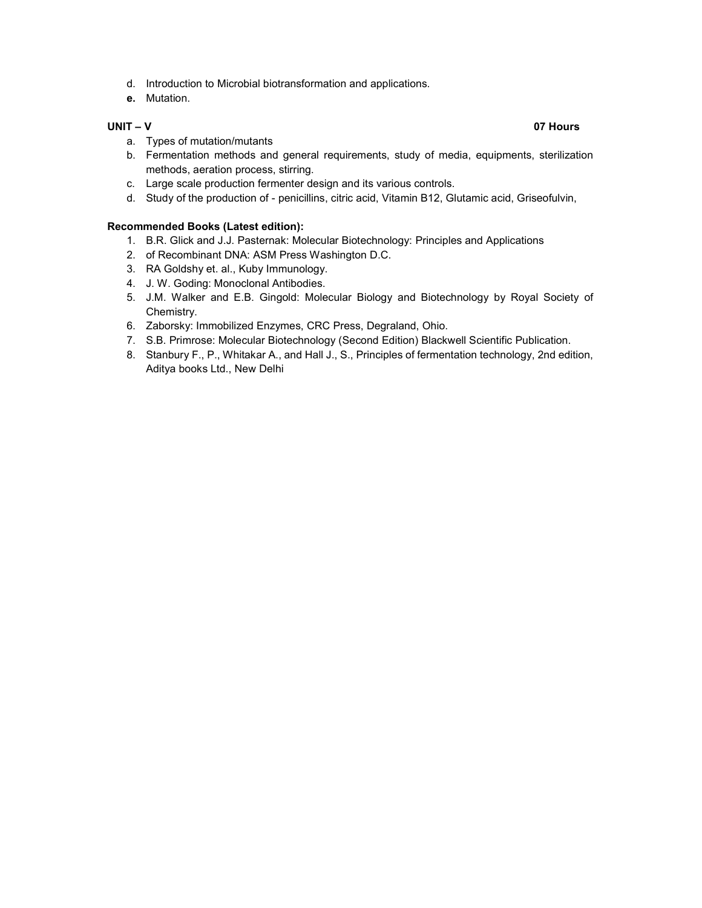d. Introduction to Microbial biotransformation and applications.
**e.** Mutation.

**UNIT – V** **07 Hours**

a. Types of mutation/mutants
b. Fermentation methods and general requirements, study of media, equipments, sterilization methods, aeration process, stirring.
c. Large scale production fermenter design and its various controls.
d. Study of the production of - penicillins, citric acid, Vitamin B12, Glutamic acid, Griseofulvin,

**Recommended Books (Latest edition):**

1. B.R. Glick and J.J. Pasternak: Molecular Biotechnology: Principles and Applications
2. of Recombinant DNA: ASM Press Washington D.C.
3. RA Goldshy et. al., Kuby Immunology.
4. J. W. Goding: Monoclonal Antibodies.
5. J.M. Walker and E.B. Gingold: Molecular Biology and Biotechnology by Royal Society of Chemistry.
6. Zaborsky: Immobilized Enzymes, CRC Press, Degraland, Ohio.
7. S.B. Primrose: Molecular Biotechnology (Second Edition) Blackwell Scientific Publication.
8. Stanbury F., P., Whitakar A., and Hall J., S., Principles of fermentation technology, 2nd edition, Aditya books Ltd., New Delhi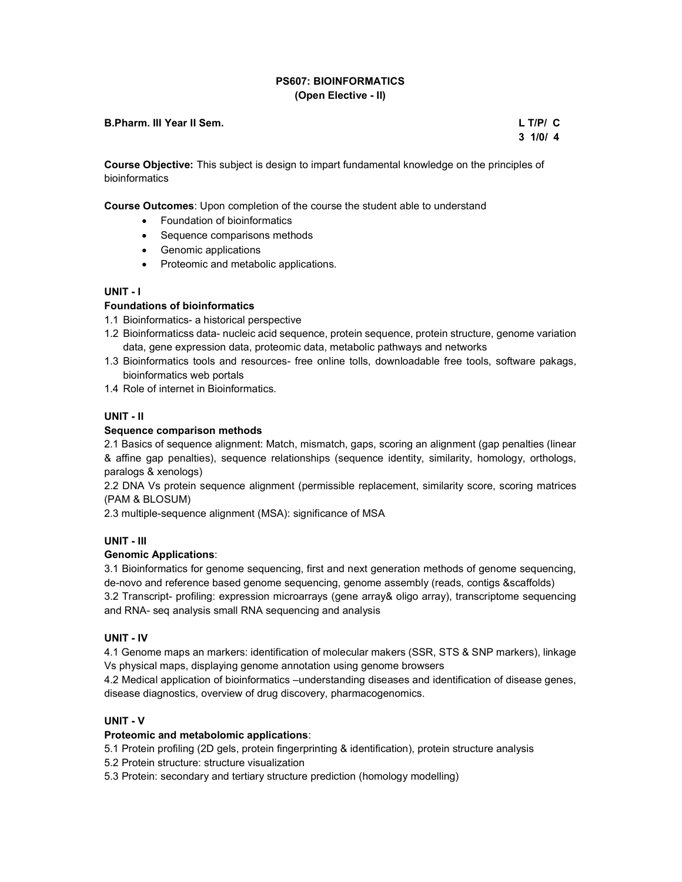# PS607: BIOINFORMATICS
## (Open Elective - II)

**B.Pharm. III Year II Sem.**

| L | T/P/ | C |
|---|---|---|
| 3 | 1/0/ | 4 |

**Course Objective:** This subject is design to impart fundamental knowledge on the principles of bioinformatics

**Course Outcomes**: Upon completion of the course the student able to understand

- Foundation of bioinformatics
- Sequence comparisons methods
- Genomic applications
- Proteomic and metabolic applications.

### UNIT - I

**Foundations of bioinformatics**

1.1 Bioinformatics- a historical perspective

1.2 Bioinformaticss data- nucleic acid sequence, protein sequence, protein structure, genome variation data, gene expression data, proteomic data, metabolic pathways and networks

1.3 Bioinformatics tools and resources- free online tolls, downloadable free tools, software pakags, bioinformatics web portals

1.4 Role of internet in Bioinformatics.

### UNIT - II

**Sequence comparison methods**

2.1 Basics of sequence alignment: Match, mismatch, gaps, scoring an alignment (gap penalties (linear & affine gap penalties), sequence relationships (sequence identity, similarity, homology, orthologs, paralogs & xenologs)

2.2 DNA Vs protein sequence alignment (permissible replacement, similarity score, scoring matrices (PAM & BLOSUM)

2.3 multiple-sequence alignment (MSA): significance of MSA

### UNIT - III

**Genomic Applications**:

3.1 Bioinformatics for genome sequencing, first and next generation methods of genome sequencing, de-novo and reference based genome sequencing, genome assembly (reads, contigs &scaffolds)

3.2 Transcript- profiling: expression microarrays (gene array& oligo array), transcriptome sequencing and RNA- seq analysis small RNA sequencing and analysis

### UNIT - IV

4.1 Genome maps an markers: identification of molecular makers (SSR, STS & SNP markers), linkage Vs physical maps, displaying genome annotation using genome browsers

4.2 Medical application of bioinformatics –understanding diseases and identification of disease genes, disease diagnostics, overview of drug discovery, pharmacogenomics.

### UNIT - V

**Proteomic and metabolomic applications**:

5.1 Protein profiling (2D gels, protein fingerprinting & identification), protein structure analysis

5.2 Protein structure: structure visualization

5.3 Protein: secondary and tertiary structure prediction (homology modelling)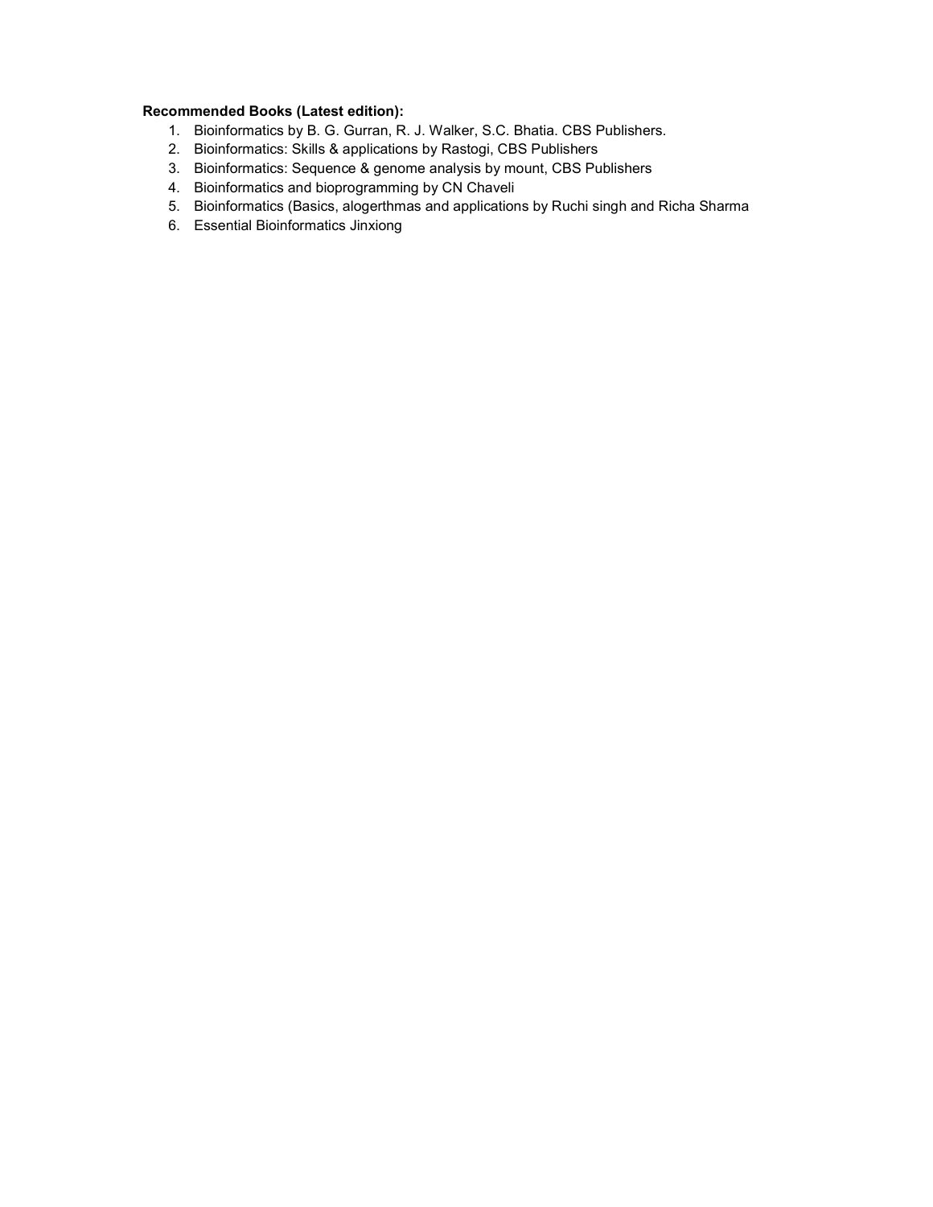**Recommended Books (Latest edition):**

1. Bioinformatics by B. G. Gurran, R. J. Walker, S.C. Bhatia. CBS Publishers.
2. Bioinformatics: Skills & applications by Rastogi, CBS Publishers
3. Bioinformatics: Sequence & genome analysis by mount, CBS Publishers
4. Bioinformatics and bioprogramming by CN Chaveli
5. Bioinformatics (Basics, alogerthmas and applications by Ruchi singh and Richa Sharma
6. Essential Bioinformatics Jinxiong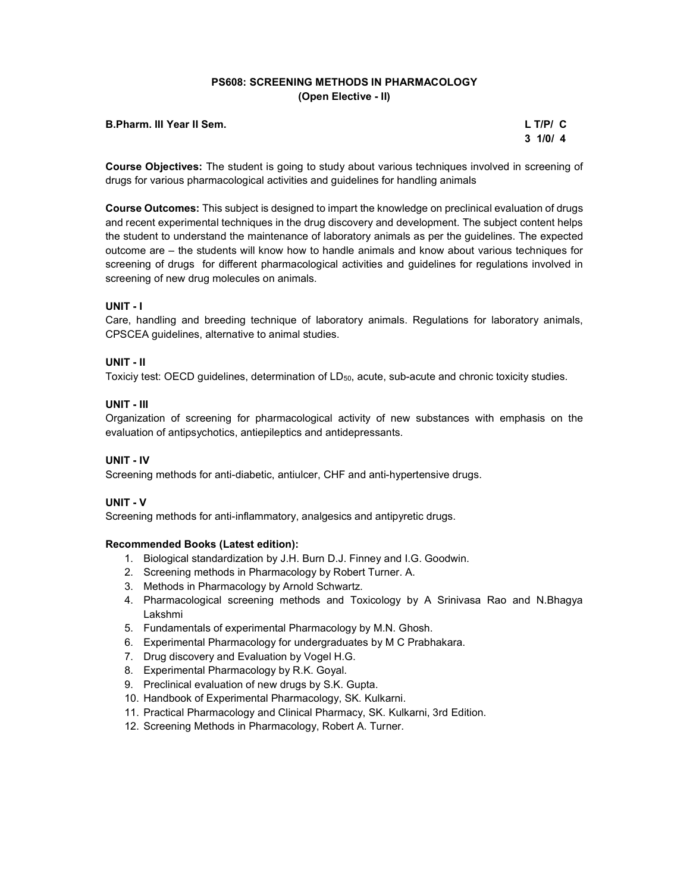# PS608: SCREENING METHODS IN PHARMACOLOGY
## (Open Elective - II)

**B.Pharm. III Year II Sem.**

| L | T/P/ | C |
|---|---|---|
| 3 | 1/0/ | 4 |

**Course Objectives:** The student is going to study about various techniques involved in screening of drugs for various pharmacological activities and guidelines for handling animals

**Course Outcomes:** This subject is designed to impart the knowledge on preclinical evaluation of drugs and recent experimental techniques in the drug discovery and development. The subject content helps the student to understand the maintenance of laboratory animals as per the guidelines. The expected outcome are – the students will know how to handle animals and know about various techniques for screening of drugs for different pharmacological activities and guidelines for regulations involved in screening of new drug molecules on animals.

### UNIT - I

Care, handling and breeding technique of laboratory animals. Regulations for laboratory animals, CPSCEA guidelines, alternative to animal studies.

### UNIT - II

Toxiciy test: OECD guidelines, determination of $LD_{50}$, acute, sub-acute and chronic toxicity studies.

### UNIT - III

Organization of screening for pharmacological activity of new substances with emphasis on the evaluation of antipsychotics, antiepileptics and antidepressants.

### UNIT - IV

Screening methods for anti-diabetic, antiulcer, CHF and anti-hypertensive drugs.

### UNIT - V

Screening methods for anti-inflammatory, analgesics and antipyretic drugs.

**Recommended Books (Latest edition):**

1. Biological standardization by J.H. Burn D.J. Finney and I.G. Goodwin.
2. Screening methods in Pharmacology by Robert Turner. A.
3. Methods in Pharmacology by Arnold Schwartz.
4. Pharmacological screening methods and Toxicology by A Srinivasa Rao and N.Bhagya Lakshmi
5. Fundamentals of experimental Pharmacology by M.N. Ghosh.
6. Experimental Pharmacology for undergraduates by M C Prabhakara.
7. Drug discovery and Evaluation by Vogel H.G.
8. Experimental Pharmacology by R.K. Goyal.
9. Preclinical evaluation of new drugs by S.K. Gupta.
10. Handbook of Experimental Pharmacology, SK. Kulkarni.
11. Practical Pharmacology and Clinical Pharmacy, SK. Kulkarni, 3rd Edition.
12. Screening Methods in Pharmacology, Robert A. Turner.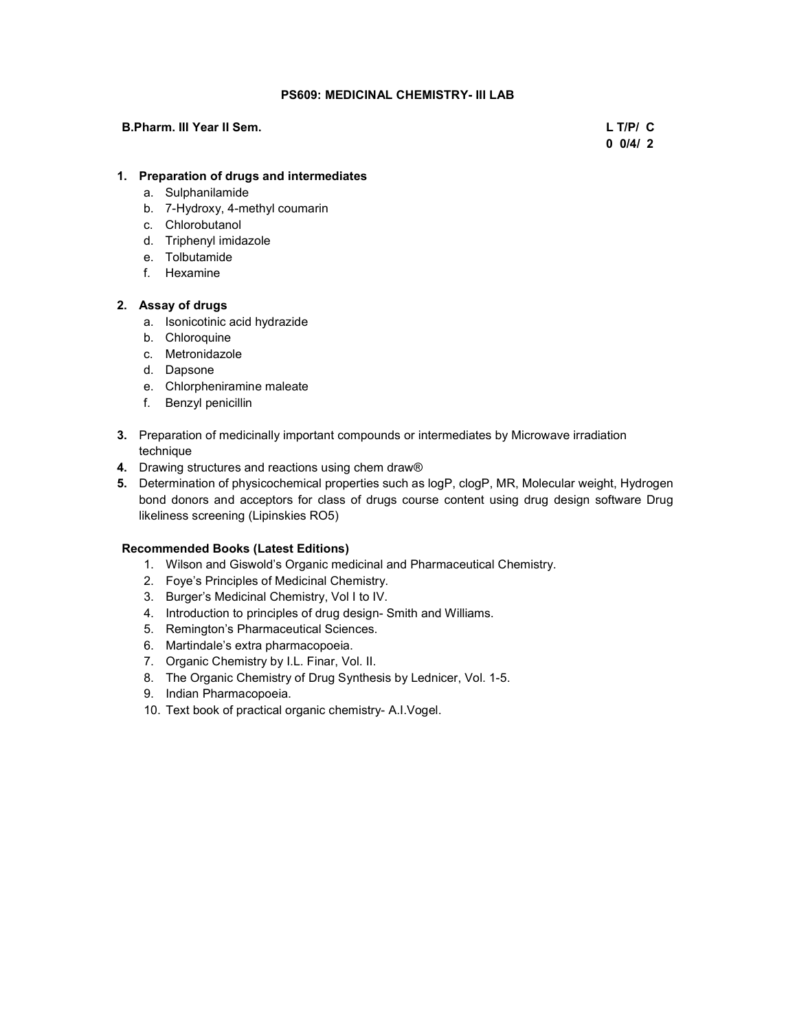## PS609: MEDICINAL CHEMISTRY- III LAB

**B.Pharm. III Year II Sem.** **L T/P/ C**
**0 0/4/ 2**

1. **Preparation of drugs and intermediates**
   a. Sulphanilamide
   b. 7-Hydroxy, 4-methyl coumarin
   c. Chlorobutanol
   d. Triphenyl imidazole
   e. Tolbutamide
   f. Hexamine

2. **Assay of drugs**
   a. Isonicotinic acid hydrazide
   b. Chloroquine
   c. Metronidazole
   d. Dapsone
   e. Chlorpheniramine maleate
   f. Benzyl penicillin

3. Preparation of medicinally important compounds or intermediates by Microwave irradiation technique
4. Drawing structures and reactions using chem draw®
5. Determination of physicochemical properties such as logP, clogP, MR, Molecular weight, Hydrogen bond donors and acceptors for class of drugs course content using drug design software Drug likeliness screening (Lipinskies RO5)

**Recommended Books (Latest Editions)**

1. Wilson and Giswold's Organic medicinal and Pharmaceutical Chemistry.
2. Foye's Principles of Medicinal Chemistry.
3. Burger's Medicinal Chemistry, Vol I to IV.
4. Introduction to principles of drug design- Smith and Williams.
5. Remington's Pharmaceutical Sciences.
6. Martindale's extra pharmacopoeia.
7. Organic Chemistry by I.L. Finar, Vol. II.
8. The Organic Chemistry of Drug Synthesis by Lednicer, Vol. 1-5.
9. Indian Pharmacopoeia.
10. Text book of practical organic chemistry- A.I.Vogel.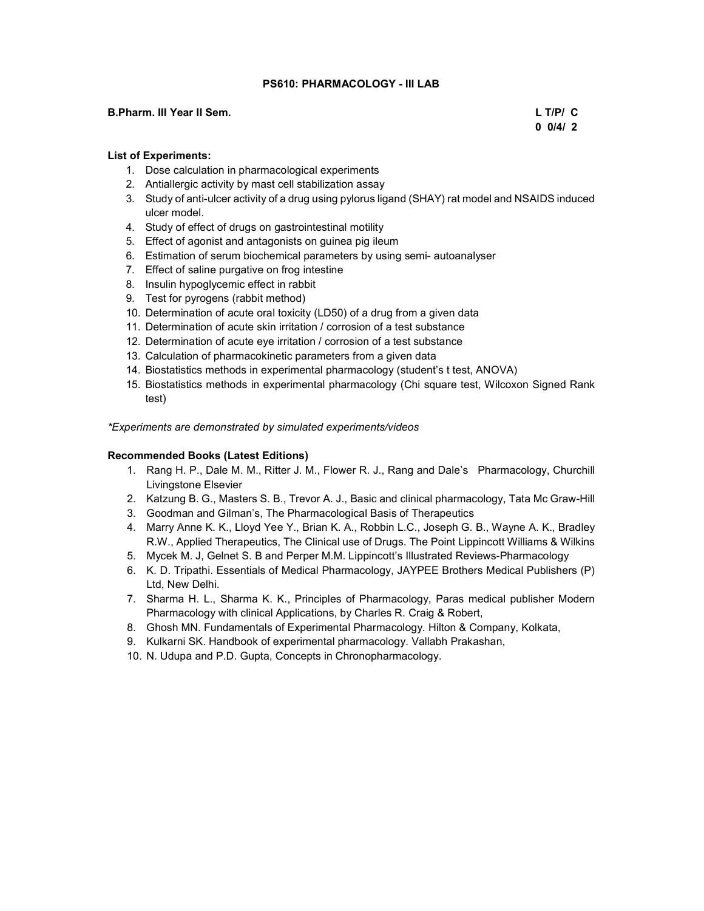## PS610: PHARMACOLOGY - III LAB

**B.Pharm. III Year II Sem.**

| L | T/P/ | C |
|---|---|---|
| 0 | 0/4/ | 2 |

**List of Experiments:**

1. Dose calculation in pharmacological experiments
2. Antiallergic activity by mast cell stabilization assay
3. Study of anti-ulcer activity of a drug using pylorus ligand (SHAY) rat model and NSAIDS induced ulcer model.
4. Study of effect of drugs on gastrointestinal motility
5. Effect of agonist and antagonists on guinea pig ileum
6. Estimation of serum biochemical parameters by using semi- autoanalyser
7. Effect of saline purgative on frog intestine
8. Insulin hypoglycemic effect in rabbit
9. Test for pyrogens (rabbit method)
10. Determination of acute oral toxicity (LD50) of a drug from a given data
11. Determination of acute skin irritation / corrosion of a test substance
12. Determination of acute eye irritation / corrosion of a test substance
13. Calculation of pharmacokinetic parameters from a given data
14. Biostatistics methods in experimental pharmacology (student's t test, ANOVA)
15. Biostatistics methods in experimental pharmacology (Chi square test, Wilcoxon Signed Rank test)

*\*Experiments are demonstrated by simulated experiments/videos*

**Recommended Books (Latest Editions)**

1. Rang H. P., Dale M. M., Ritter J. M., Flower R. J., Rang and Dale's Pharmacology, Churchill Livingstone Elsevier
2. Katzung B. G., Masters S. B., Trevor A. J., Basic and clinical pharmacology, Tata Mc Graw-Hill
3. Goodman and Gilman's, The Pharmacological Basis of Therapeutics
4. Marry Anne K. K., Lloyd Yee Y., Brian K. A., Robbin L.C., Joseph G. B., Wayne A. K., Bradley R.W., Applied Therapeutics, The Clinical use of Drugs. The Point Lippincott Williams & Wilkins
5. Mycek M. J, Gelnet S. B and Perper M.M. Lippincott's Illustrated Reviews-Pharmacology
6. K. D. Tripathi. Essentials of Medical Pharmacology, JAYPEE Brothers Medical Publishers (P) Ltd, New Delhi.
7. Sharma H. L., Sharma K. K., Principles of Pharmacology, Paras medical publisher Modern Pharmacology with clinical Applications, by Charles R. Craig & Robert,
8. Ghosh MN. Fundamentals of Experimental Pharmacology. Hilton & Company, Kolkata,
9. Kulkarni SK. Handbook of experimental pharmacology. Vallabh Prakashan,
10. N. Udupa and P.D. Gupta, Concepts in Chronopharmacology.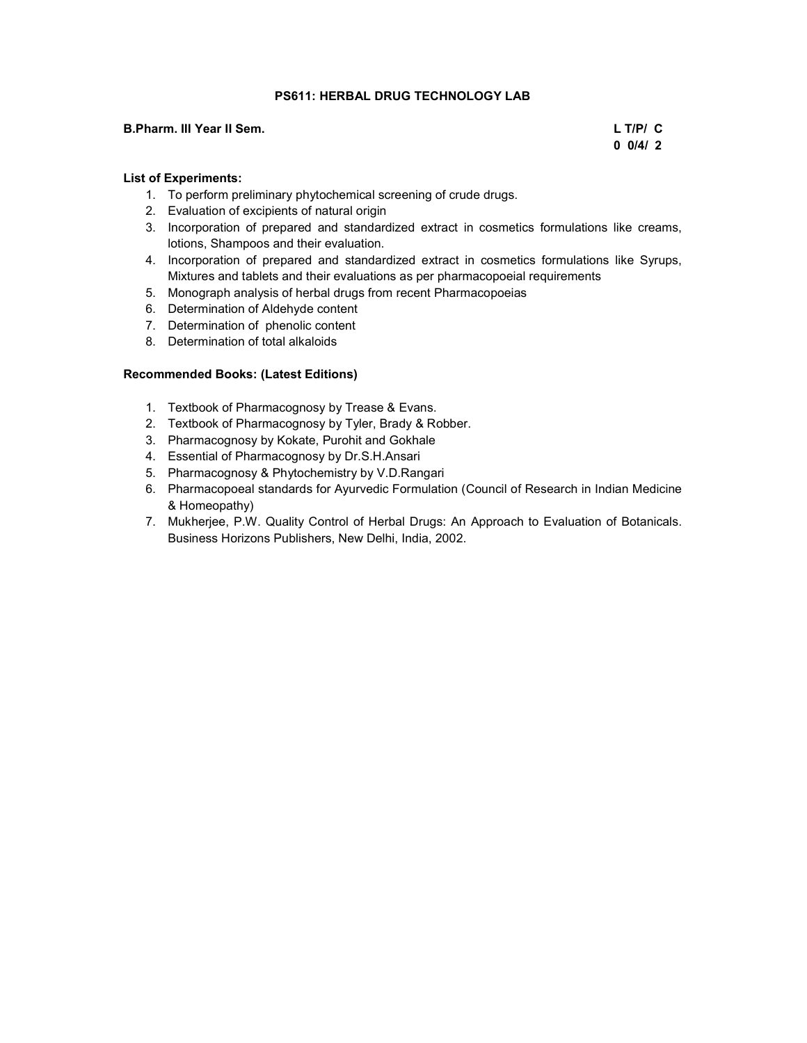## PS611: HERBAL DRUG TECHNOLOGY LAB

**B.Pharm. III Year II Sem.**

| L | T/P/ | C |
|---|---|---|
| 0 | 0/4/ | 2 |

**List of Experiments:**

1. To perform preliminary phytochemical screening of crude drugs.
2. Evaluation of excipients of natural origin
3. Incorporation of prepared and standardized extract in cosmetics formulations like creams, lotions, Shampoos and their evaluation.
4. Incorporation of prepared and standardized extract in cosmetics formulations like Syrups, Mixtures and tablets and their evaluations as per pharmacopoeial requirements
5. Monograph analysis of herbal drugs from recent Pharmacopoeias
6. Determination of Aldehyde content
7. Determination of phenolic content
8. Determination of total alkaloids

**Recommended Books: (Latest Editions)**

1. Textbook of Pharmacognosy by Trease & Evans.
2. Textbook of Pharmacognosy by Tyler, Brady & Robber.
3. Pharmacognosy by Kokate, Purohit and Gokhale
4. Essential of Pharmacognosy by Dr.S.H.Ansari
5. Pharmacognosy & Phytochemistry by V.D.Rangari
6. Pharmacopoeal standards for Ayurvedic Formulation (Council of Research in Indian Medicine & Homeopathy)
7. Mukherjee, P.W. Quality Control of Herbal Drugs: An Approach to Evaluation of Botanicals. Business Horizons Publishers, New Delhi, India, 2002.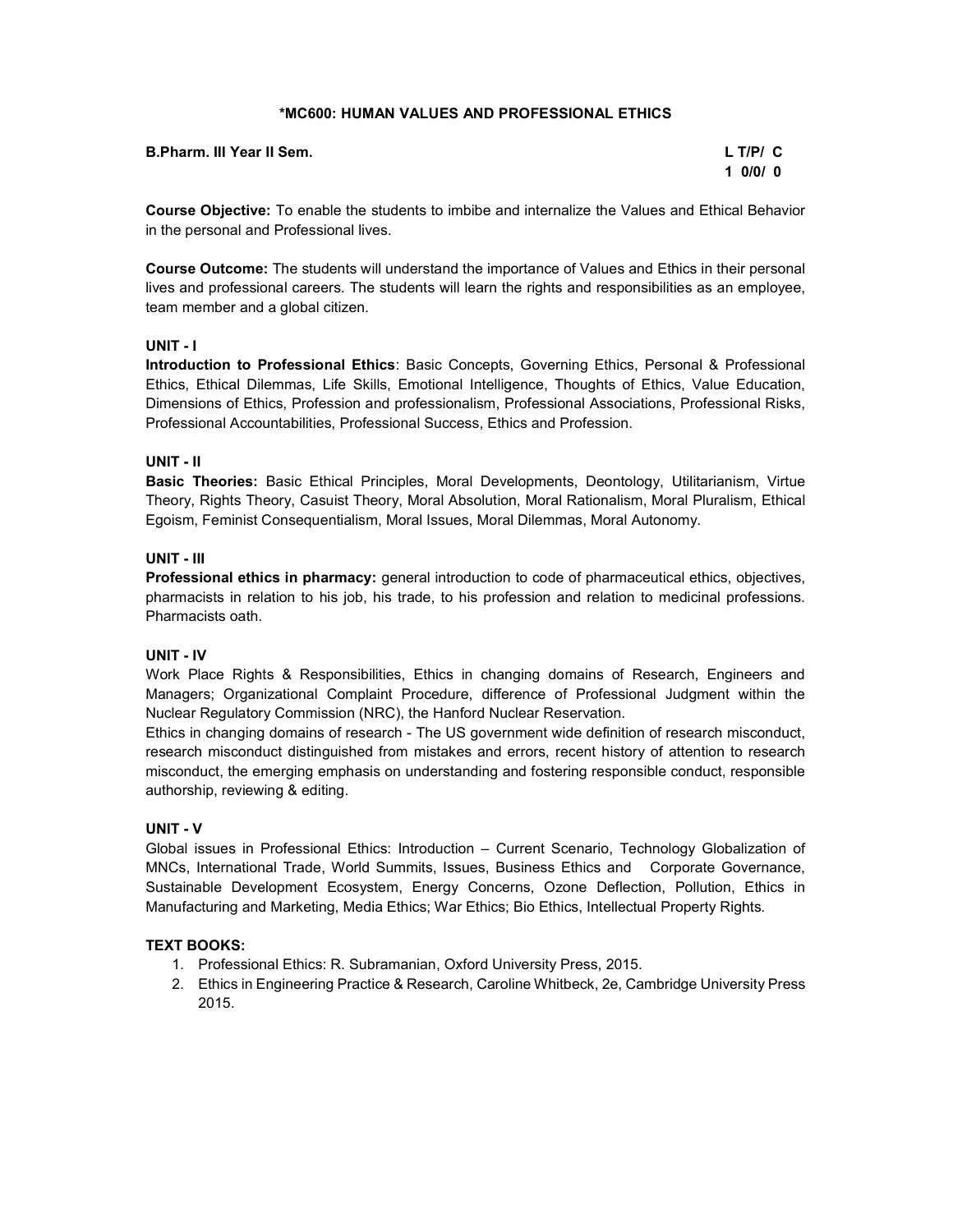## *MC600: HUMAN VALUES AND PROFESSIONAL ETHICS

**B.Pharm. III Year II Sem.**

| L | T/P/ | C |
|---|---|---|
| 1 | 0/0/ | 0 |

**Course Objective:** To enable the students to imbibe and internalize the Values and Ethical Behavior in the personal and Professional lives.

**Course Outcome:** The students will understand the importance of Values and Ethics in their personal lives and professional careers. The students will learn the rights and responsibilities as an employee, team member and a global citizen.

### UNIT - I

**Introduction to Professional Ethics**: Basic Concepts, Governing Ethics, Personal & Professional Ethics, Ethical Dilemmas, Life Skills, Emotional Intelligence, Thoughts of Ethics, Value Education, Dimensions of Ethics, Profession and professionalism, Professional Associations, Professional Risks, Professional Accountabilities, Professional Success, Ethics and Profession.

### UNIT - II

**Basic Theories:** Basic Ethical Principles, Moral Developments, Deontology, Utilitarianism, Virtue Theory, Rights Theory, Casuist Theory, Moral Absolution, Moral Rationalism, Moral Pluralism, Ethical Egoism, Feminist Consequentialism, Moral Issues, Moral Dilemmas, Moral Autonomy.

### UNIT - III

**Professional ethics in pharmacy:** general introduction to code of pharmaceutical ethics, objectives, pharmacists in relation to his job, his trade, to his profession and relation to medicinal professions. Pharmacists oath.

### UNIT - IV

Work Place Rights & Responsibilities, Ethics in changing domains of Research, Engineers and Managers; Organizational Complaint Procedure, difference of Professional Judgment within the Nuclear Regulatory Commission (NRC), the Hanford Nuclear Reservation.

Ethics in changing domains of research - The US government wide definition of research misconduct, research misconduct distinguished from mistakes and errors, recent history of attention to research misconduct, the emerging emphasis on understanding and fostering responsible conduct, responsible authorship, reviewing & editing.

### UNIT - V

Global issues in Professional Ethics: Introduction – Current Scenario, Technology Globalization of MNCs, International Trade, World Summits, Issues, Business Ethics and Corporate Governance, Sustainable Development Ecosystem, Energy Concerns, Ozone Deflection, Pollution, Ethics in Manufacturing and Marketing, Media Ethics; War Ethics; Bio Ethics, Intellectual Property Rights.

### TEXT BOOKS:

1. Professional Ethics: R. Subramanian, Oxford University Press, 2015.
2. Ethics in Engineering Practice & Research, Caroline Whitbeck, 2e, Cambridge University Press 2015.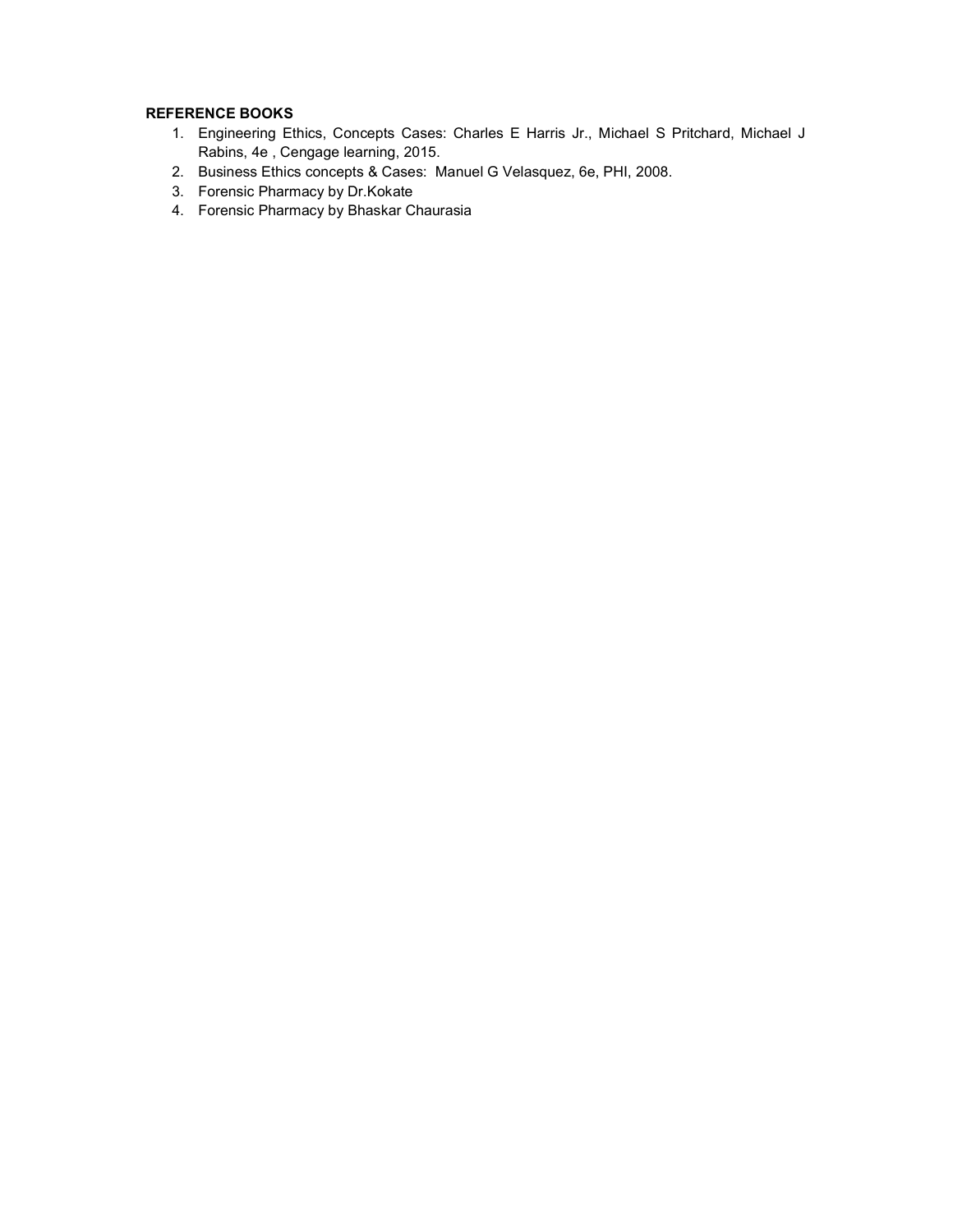**REFERENCE BOOKS**

1. Engineering Ethics, Concepts Cases: Charles E Harris Jr., Michael S Pritchard, Michael J Rabins, 4e , Cengage learning, 2015.
2. Business Ethics concepts & Cases: Manuel G Velasquez, 6e, PHI, 2008.
3. Forensic Pharmacy by Dr.Kokate
4. Forensic Pharmacy by Bhaskar Chaurasia